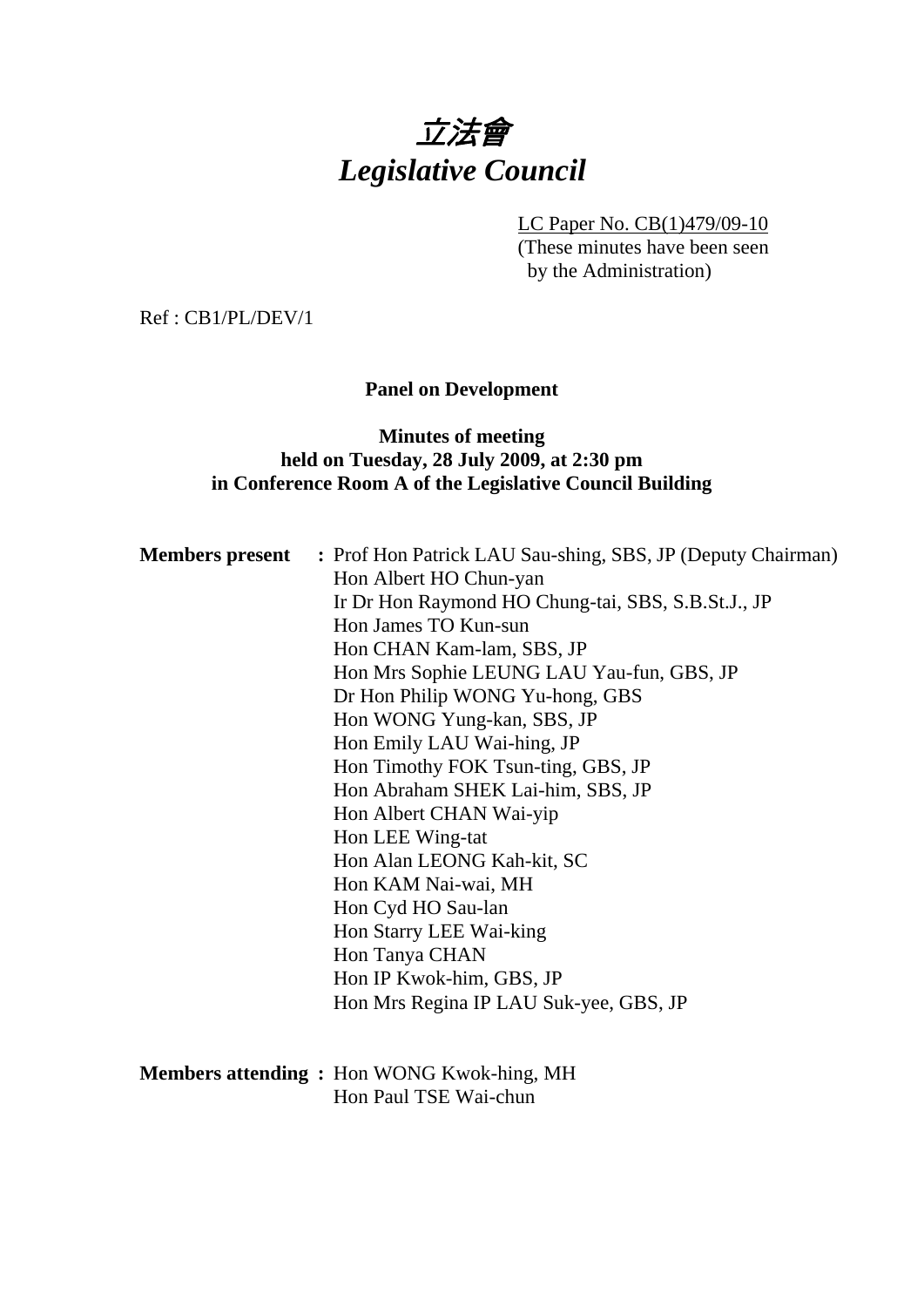# *立法會*
# *Legislative Council*

LC Paper No. CB(1)479/09-10
(These minutes have been seen by the Administration)

Ref : CB1/PL/DEV/1

**Panel on Development**

**Minutes of meeting held on Tuesday, 28 July 2009, at 2:30 pm in Conference Room A of the Legislative Council Building**

**Members present :** Prof Hon Patrick LAU Sau-shing, SBS, JP (Deputy Chairman)
Hon Albert HO Chun-yan
Ir Dr Hon Raymond HO Chung-tai, SBS, S.B.St.J., JP
Hon James TO Kun-sun
Hon CHAN Kam-lam, SBS, JP
Hon Mrs Sophie LEUNG LAU Yau-fun, GBS, JP
Dr Hon Philip WONG Yu-hong, GBS
Hon WONG Yung-kan, SBS, JP
Hon Emily LAU Wai-hing, JP
Hon Timothy FOK Tsun-ting, GBS, JP
Hon Abraham SHEK Lai-him, SBS, JP
Hon Albert CHAN Wai-yip
Hon LEE Wing-tat
Hon Alan LEONG Kah-kit, SC
Hon KAM Nai-wai, MH
Hon Cyd HO Sau-lan
Hon Starry LEE Wai-king
Hon Tanya CHAN
Hon IP Kwok-him, GBS, JP
Hon Mrs Regina IP LAU Suk-yee, GBS, JP

**Members attending :** Hon WONG Kwok-hing, MH
Hon Paul TSE Wai-chun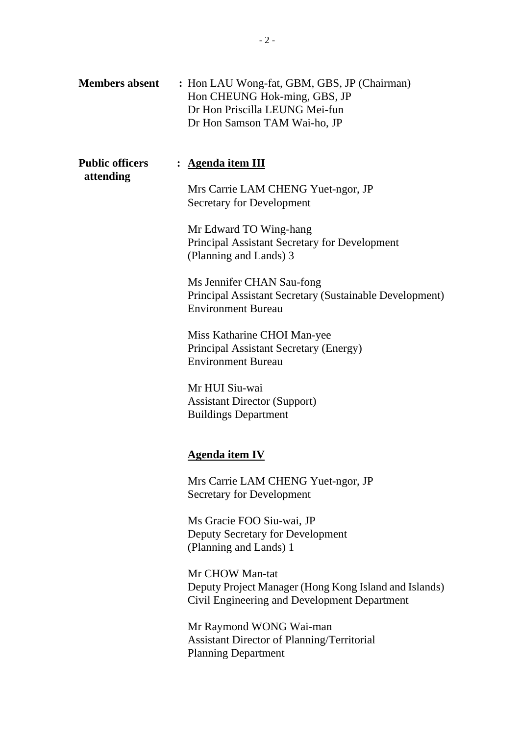**Members absent** : Hon LAU Wong-fat, GBM, GBS, JP (Chairman)
Hon CHEUNG Hok-ming, GBS, JP
Dr Hon Priscilla LEUNG Mei-fun
Dr Hon Samson TAM Wai-ho, JP

**Public officers attending** : **Agenda item III**

Mrs Carrie LAM CHENG Yuet-ngor, JP
Secretary for Development

Mr Edward TO Wing-hang
Principal Assistant Secretary for Development (Planning and Lands) 3

Ms Jennifer CHAN Sau-fong
Principal Assistant Secretary (Sustainable Development)
Environment Bureau

Miss Katharine CHOI Man-yee
Principal Assistant Secretary (Energy)
Environment Bureau

Mr HUI Siu-wai
Assistant Director (Support)
Buildings Department

**Agenda item IV**

Mrs Carrie LAM CHENG Yuet-ngor, JP
Secretary for Development

Ms Gracie FOO Siu-wai, JP
Deputy Secretary for Development (Planning and Lands) 1

Mr CHOW Man-tat
Deputy Project Manager (Hong Kong Island and Islands)
Civil Engineering and Development Department

Mr Raymond WONG Wai-man
Assistant Director of Planning/Territorial
Planning Department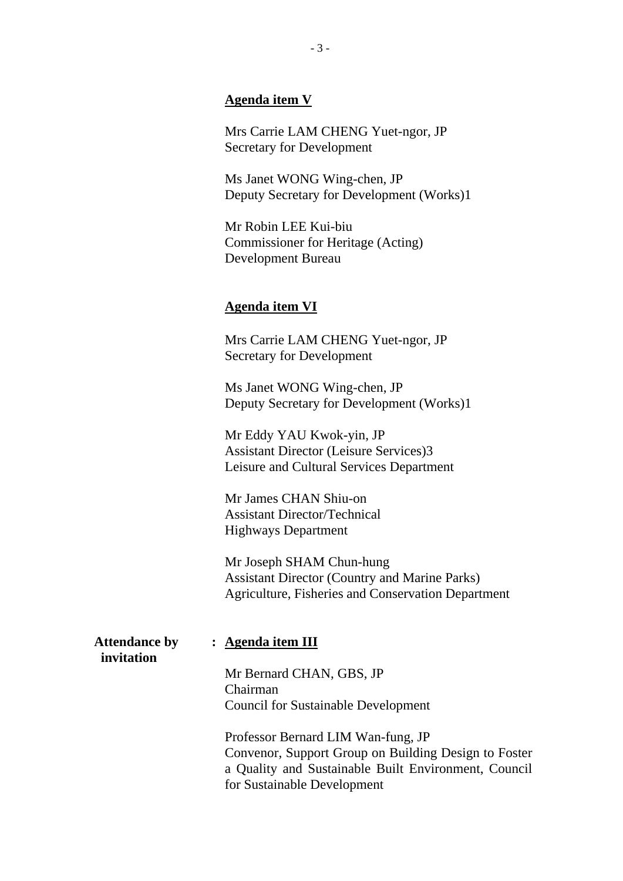**Agenda item V**

Mrs Carrie LAM CHENG Yuet-ngor, JP
Secretary for Development

Ms Janet WONG Wing-chen, JP
Deputy Secretary for Development (Works)1

Mr Robin LEE Kui-biu
Commissioner for Heritage (Acting)
Development Bureau

**Agenda item VI**

Mrs Carrie LAM CHENG Yuet-ngor, JP
Secretary for Development

Ms Janet WONG Wing-chen, JP
Deputy Secretary for Development (Works)1

Mr Eddy YAU Kwok-yin, JP
Assistant Director (Leisure Services)3
Leisure and Cultural Services Department

Mr James CHAN Shiu-on
Assistant Director/Technical
Highways Department

Mr Joseph SHAM Chun-hung
Assistant Director (Country and Marine Parks)
Agriculture, Fisheries and Conservation Department

**Attendance by invitation** : **Agenda item III**

Mr Bernard CHAN, GBS, JP
Chairman
Council for Sustainable Development

Professor Bernard LIM Wan-fung, JP
Convenor, Support Group on Building Design to Foster a Quality and Sustainable Built Environment, Council for Sustainable Development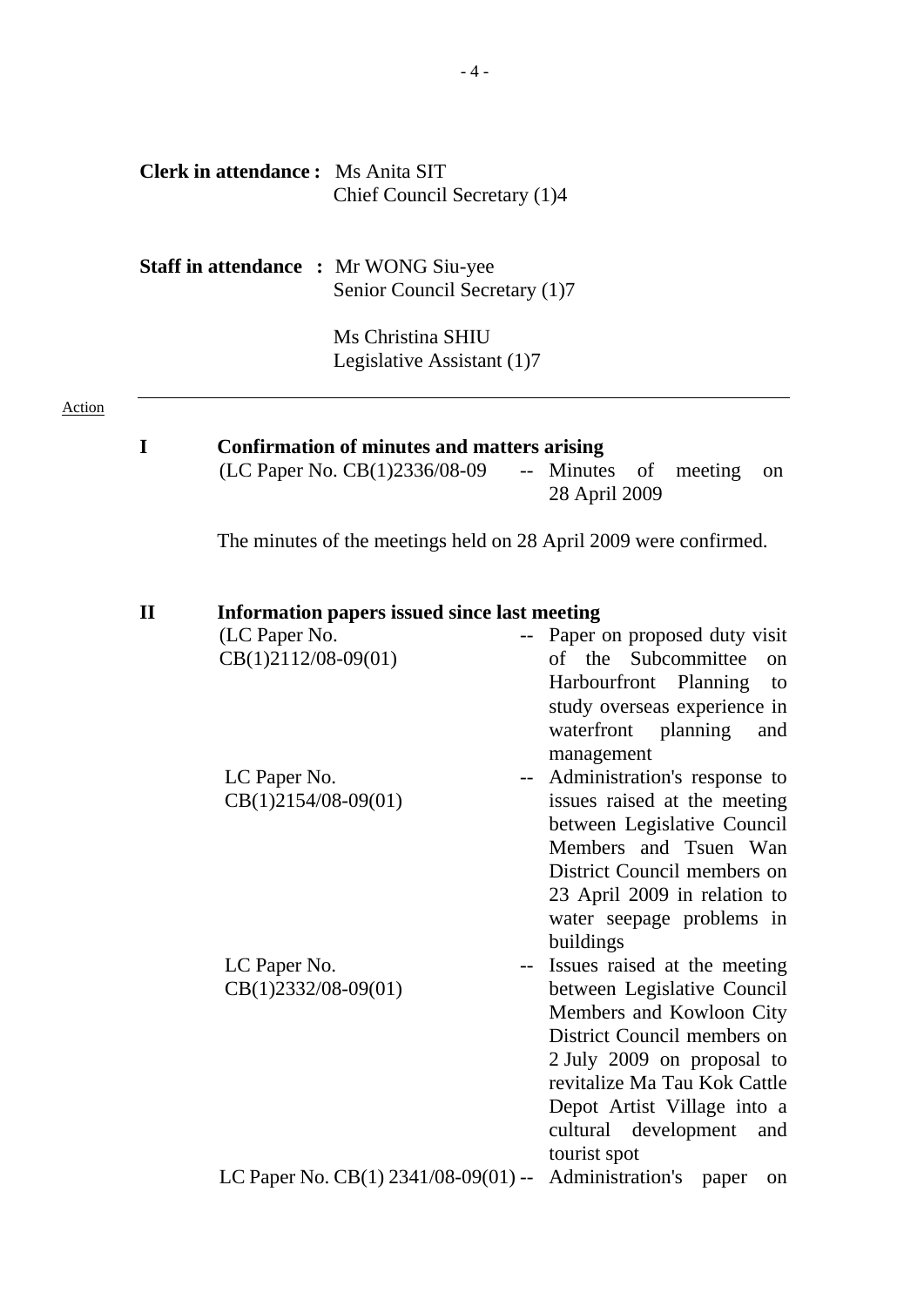**Clerk in attendance :** Ms Anita SIT
Chief Council Secretary (1)4

**Staff in attendance :** Mr WONG Siu-yee
Senior Council Secretary (1)7

Ms Christina SHIU
Legislative Assistant (1)7

---

Action

**I Confirmation of minutes and matters arising**

(LC Paper No. CB(1)2336/08-09 -- Minutes of meeting on 28 April 2009

The minutes of the meetings held on 28 April 2009 were confirmed.

**II Information papers issued since last meeting**

(LC Paper No. CB(1)2112/08-09(01) -- Paper on proposed duty visit of the Subcommittee on Harbourfront Planning to study overseas experience in waterfront planning and management

LC Paper No. CB(1)2154/08-09(01) -- Administration's response to issues raised at the meeting between Legislative Council Members and Tsuen Wan District Council members on 23 April 2009 in relation to water seepage problems in buildings

LC Paper No. CB(1)2332/08-09(01) -- Issues raised at the meeting between Legislative Council Members and Kowloon City District Council members on 2 July 2009 on proposal to revitalize Ma Tau Kok Cattle Depot Artist Village into a cultural development and tourist spot

LC Paper No. CB(1) 2341/08-09(01) -- Administration's paper on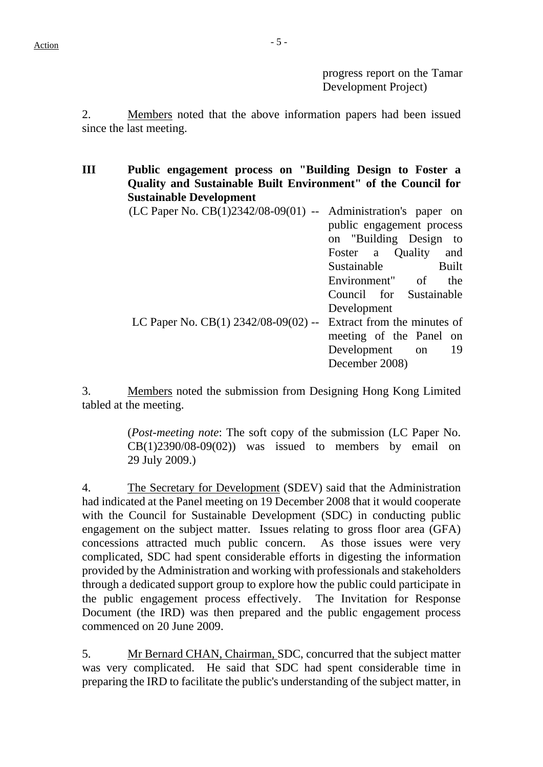progress report on the Tamar Development Project)

2. Members noted that the above information papers had been issued since the last meeting.

**III Public engagement process on "Building Design to Foster a Quality and Sustainable Built Environment" of the Council for Sustainable Development**

(LC Paper No. CB(1)2342/08-09(01) -- Administration's paper on public engagement process on "Building Design to Foster a Quality and Sustainable Built Environment" of the Council for Sustainable Development

LC Paper No. CB(1) 2342/08-09(02) -- Extract from the minutes of meeting of the Panel on Development on 19 December 2008)

3. Members noted the submission from Designing Hong Kong Limited tabled at the meeting.

(*Post-meeting note*: The soft copy of the submission (LC Paper No. CB(1)2390/08-09(02)) was issued to members by email on 29 July 2009.)

4. The Secretary for Development (SDEV) said that the Administration had indicated at the Panel meeting on 19 December 2008 that it would cooperate with the Council for Sustainable Development (SDC) in conducting public engagement on the subject matter. Issues relating to gross floor area (GFA) concessions attracted much public concern. As those issues were very complicated, SDC had spent considerable efforts in digesting the information provided by the Administration and working with professionals and stakeholders through a dedicated support group to explore how the public could participate in the public engagement process effectively. The Invitation for Response Document (the IRD) was then prepared and the public engagement process commenced on 20 June 2009.

5. Mr Bernard CHAN, Chairman, SDC, concurred that the subject matter was very complicated. He said that SDC had spent considerable time in preparing the IRD to facilitate the public's understanding of the subject matter, in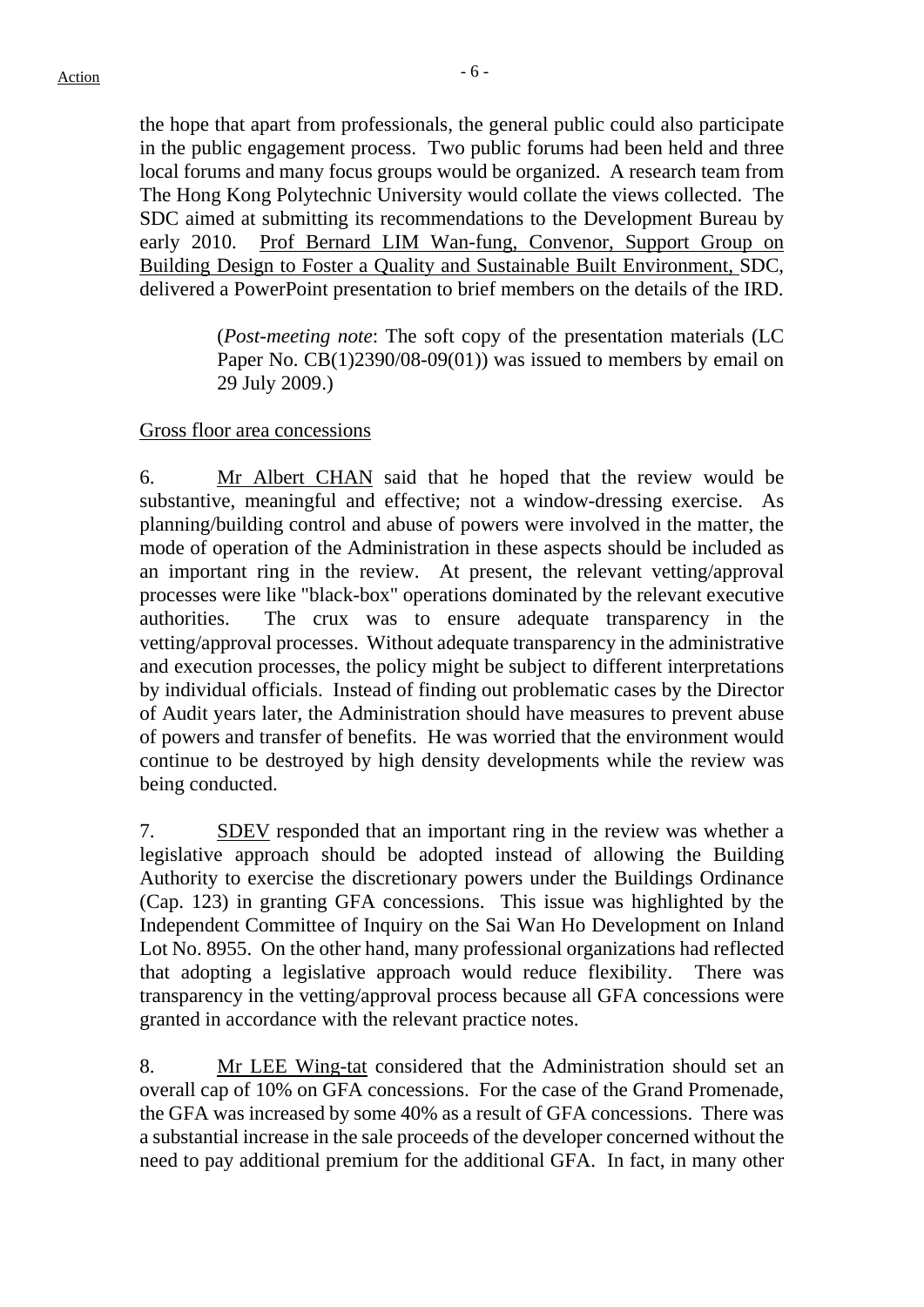the hope that apart from professionals, the general public could also participate in the public engagement process. Two public forums had been held and three local forums and many focus groups would be organized. A research team from The Hong Kong Polytechnic University would collate the views collected. The SDC aimed at submitting its recommendations to the Development Bureau by early 2010. Prof Bernard LIM Wan-fung, Convenor, Support Group on Building Design to Foster a Quality and Sustainable Built Environment, SDC, delivered a PowerPoint presentation to brief members on the details of the IRD.

> (*Post-meeting note*: The soft copy of the presentation materials (LC Paper No. CB(1)2390/08-09(01)) was issued to members by email on 29 July 2009.)

Gross floor area concessions

6. Mr Albert CHAN said that he hoped that the review would be substantive, meaningful and effective; not a window-dressing exercise. As planning/building control and abuse of powers were involved in the matter, the mode of operation of the Administration in these aspects should be included as an important ring in the review. At present, the relevant vetting/approval processes were like "black-box" operations dominated by the relevant executive authorities. The crux was to ensure adequate transparency in the vetting/approval processes. Without adequate transparency in the administrative and execution processes, the policy might be subject to different interpretations by individual officials. Instead of finding out problematic cases by the Director of Audit years later, the Administration should have measures to prevent abuse of powers and transfer of benefits. He was worried that the environment would continue to be destroyed by high density developments while the review was being conducted.

7. SDEV responded that an important ring in the review was whether a legislative approach should be adopted instead of allowing the Building Authority to exercise the discretionary powers under the Buildings Ordinance (Cap. 123) in granting GFA concessions. This issue was highlighted by the Independent Committee of Inquiry on the Sai Wan Ho Development on Inland Lot No. 8955. On the other hand, many professional organizations had reflected that adopting a legislative approach would reduce flexibility. There was transparency in the vetting/approval process because all GFA concessions were granted in accordance with the relevant practice notes.

8. Mr LEE Wing-tat considered that the Administration should set an overall cap of 10% on GFA concessions. For the case of the Grand Promenade, the GFA was increased by some 40% as a result of GFA concessions. There was a substantial increase in the sale proceeds of the developer concerned without the need to pay additional premium for the additional GFA. In fact, in many other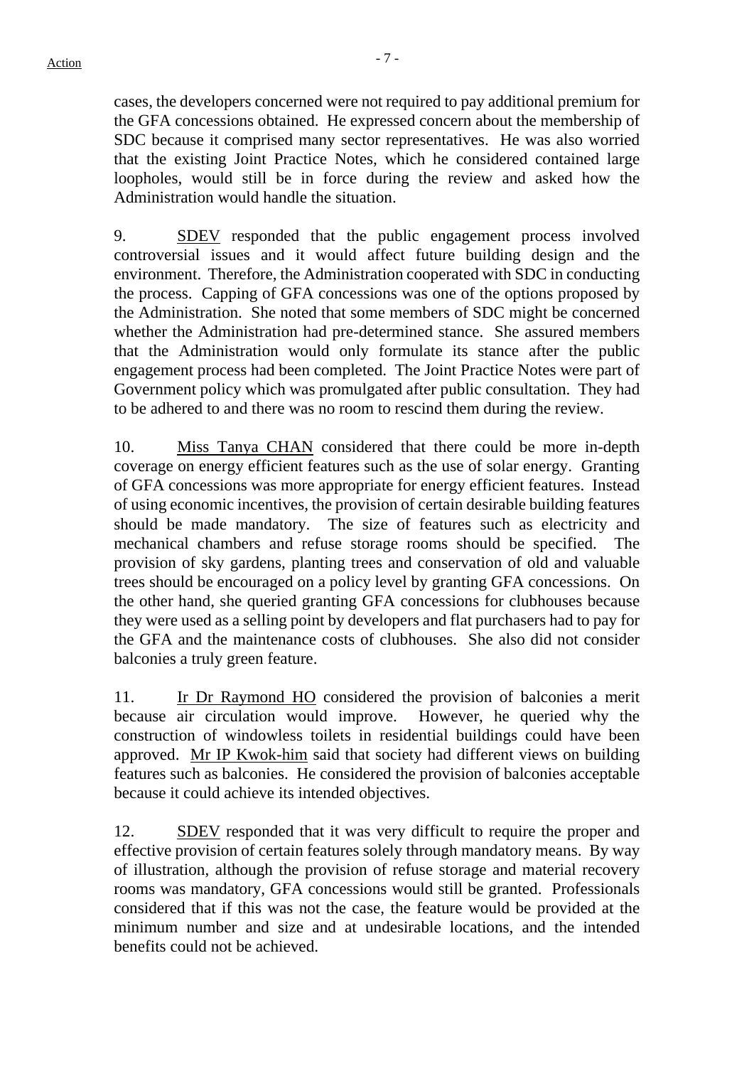cases, the developers concerned were not required to pay additional premium for the GFA concessions obtained. He expressed concern about the membership of SDC because it comprised many sector representatives. He was also worried that the existing Joint Practice Notes, which he considered contained large loopholes, would still be in force during the review and asked how the Administration would handle the situation.

9. SDEV responded that the public engagement process involved controversial issues and it would affect future building design and the environment. Therefore, the Administration cooperated with SDC in conducting the process. Capping of GFA concessions was one of the options proposed by the Administration. She noted that some members of SDC might be concerned whether the Administration had pre-determined stance. She assured members that the Administration would only formulate its stance after the public engagement process had been completed. The Joint Practice Notes were part of Government policy which was promulgated after public consultation. They had to be adhered to and there was no room to rescind them during the review.

10. Miss Tanya CHAN considered that there could be more in-depth coverage on energy efficient features such as the use of solar energy. Granting of GFA concessions was more appropriate for energy efficient features. Instead of using economic incentives, the provision of certain desirable building features should be made mandatory. The size of features such as electricity and mechanical chambers and refuse storage rooms should be specified. The provision of sky gardens, planting trees and conservation of old and valuable trees should be encouraged on a policy level by granting GFA concessions. On the other hand, she queried granting GFA concessions for clubhouses because they were used as a selling point by developers and flat purchasers had to pay for the GFA and the maintenance costs of clubhouses. She also did not consider balconies a truly green feature.

11. Ir Dr Raymond HO considered the provision of balconies a merit because air circulation would improve. However, he queried why the construction of windowless toilets in residential buildings could have been approved. Mr IP Kwok-him said that society had different views on building features such as balconies. He considered the provision of balconies acceptable because it could achieve its intended objectives.

12. SDEV responded that it was very difficult to require the proper and effective provision of certain features solely through mandatory means. By way of illustration, although the provision of refuse storage and material recovery rooms was mandatory, GFA concessions would still be granted. Professionals considered that if this was not the case, the feature would be provided at the minimum number and size and at undesirable locations, and the intended benefits could not be achieved.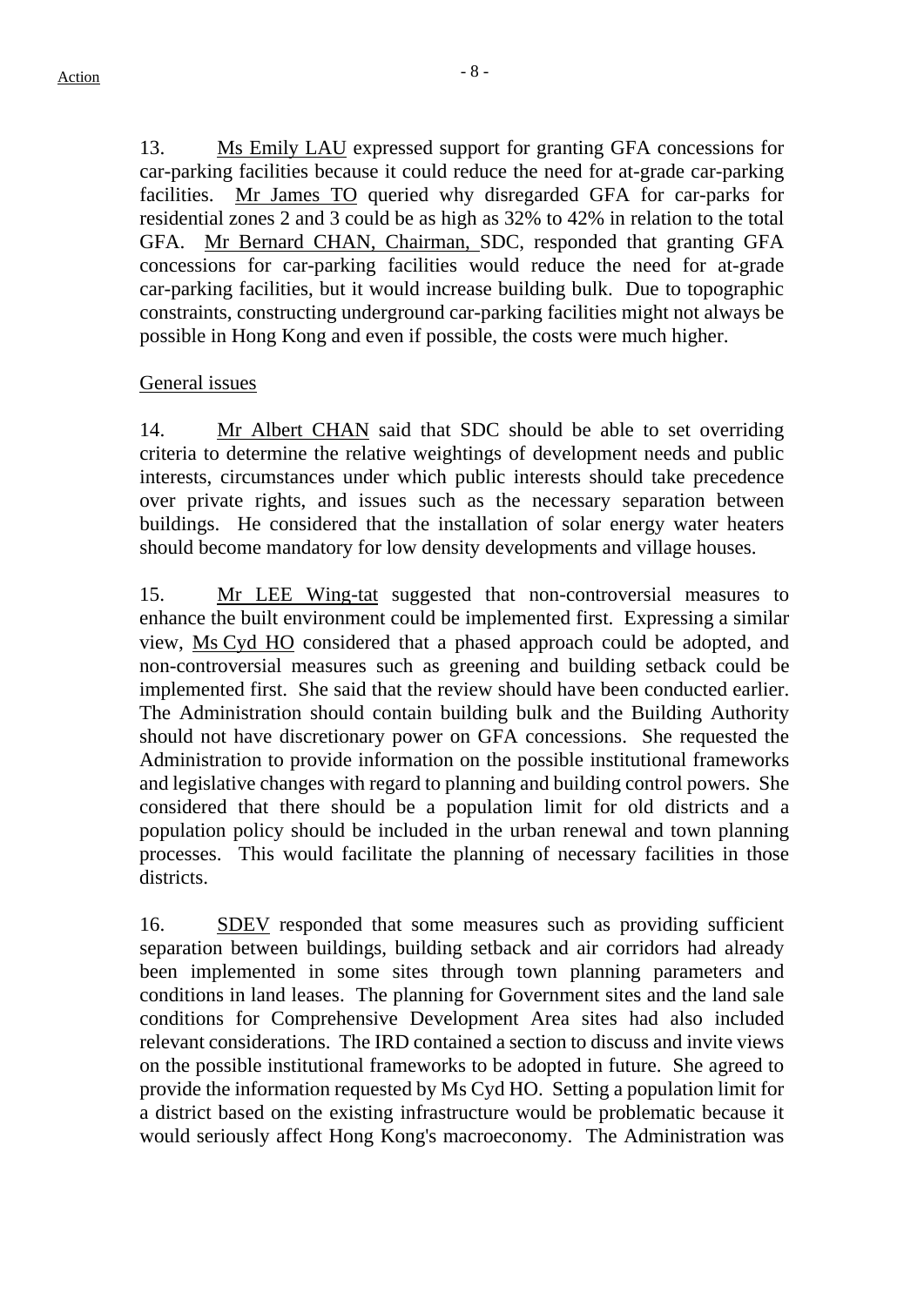13. Ms Emily LAU expressed support for granting GFA concessions for car-parking facilities because it could reduce the need for at-grade car-parking facilities. Mr James TO queried why disregarded GFA for car-parks for residential zones 2 and 3 could be as high as 32% to 42% in relation to the total GFA. Mr Bernard CHAN, Chairman, SDC, responded that granting GFA concessions for car-parking facilities would reduce the need for at-grade car-parking facilities, but it would increase building bulk. Due to topographic constraints, constructing underground car-parking facilities might not always be possible in Hong Kong and even if possible, the costs were much higher.

General issues

14. Mr Albert CHAN said that SDC should be able to set overriding criteria to determine the relative weightings of development needs and public interests, circumstances under which public interests should take precedence over private rights, and issues such as the necessary separation between buildings. He considered that the installation of solar energy water heaters should become mandatory for low density developments and village houses.

15. Mr LEE Wing-tat suggested that non-controversial measures to enhance the built environment could be implemented first. Expressing a similar view, Ms Cyd HO considered that a phased approach could be adopted, and non-controversial measures such as greening and building setback could be implemented first. She said that the review should have been conducted earlier. The Administration should contain building bulk and the Building Authority should not have discretionary power on GFA concessions. She requested the Administration to provide information on the possible institutional frameworks and legislative changes with regard to planning and building control powers. She considered that there should be a population limit for old districts and a population policy should be included in the urban renewal and town planning processes. This would facilitate the planning of necessary facilities in those districts.

16. SDEV responded that some measures such as providing sufficient separation between buildings, building setback and air corridors had already been implemented in some sites through town planning parameters and conditions in land leases. The planning for Government sites and the land sale conditions for Comprehensive Development Area sites had also included relevant considerations. The IRD contained a section to discuss and invite views on the possible institutional frameworks to be adopted in future. She agreed to provide the information requested by Ms Cyd HO. Setting a population limit for a district based on the existing infrastructure would be problematic because it would seriously affect Hong Kong's macroeconomy. The Administration was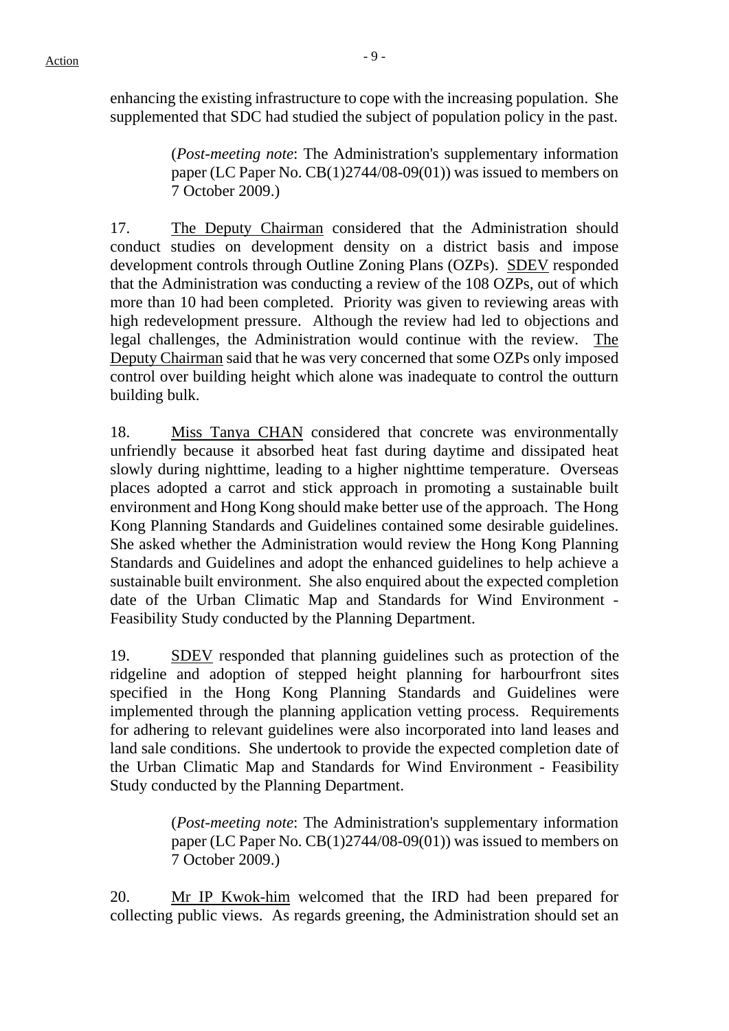enhancing the existing infrastructure to cope with the increasing population. She supplemented that SDC had studied the subject of population policy in the past.

> (*Post-meeting note*: The Administration's supplementary information paper (LC Paper No. CB(1)2744/08-09(01)) was issued to members on 7 October 2009.)

17. The Deputy Chairman considered that the Administration should conduct studies on development density on a district basis and impose development controls through Outline Zoning Plans (OZPs). SDEV responded that the Administration was conducting a review of the 108 OZPs, out of which more than 10 had been completed. Priority was given to reviewing areas with high redevelopment pressure. Although the review had led to objections and legal challenges, the Administration would continue with the review. The Deputy Chairman said that he was very concerned that some OZPs only imposed control over building height which alone was inadequate to control the outturn building bulk.

18. Miss Tanya CHAN considered that concrete was environmentally unfriendly because it absorbed heat fast during daytime and dissipated heat slowly during nighttime, leading to a higher nighttime temperature. Overseas places adopted a carrot and stick approach in promoting a sustainable built environment and Hong Kong should make better use of the approach. The Hong Kong Planning Standards and Guidelines contained some desirable guidelines. She asked whether the Administration would review the Hong Kong Planning Standards and Guidelines and adopt the enhanced guidelines to help achieve a sustainable built environment. She also enquired about the expected completion date of the Urban Climatic Map and Standards for Wind Environment - Feasibility Study conducted by the Planning Department.

19. SDEV responded that planning guidelines such as protection of the ridgeline and adoption of stepped height planning for harbourfront sites specified in the Hong Kong Planning Standards and Guidelines were implemented through the planning application vetting process. Requirements for adhering to relevant guidelines were also incorporated into land leases and land sale conditions. She undertook to provide the expected completion date of the Urban Climatic Map and Standards for Wind Environment - Feasibility Study conducted by the Planning Department.

> (*Post-meeting note*: The Administration's supplementary information paper (LC Paper No. CB(1)2744/08-09(01)) was issued to members on 7 October 2009.)

20. Mr IP Kwok-him welcomed that the IRD had been prepared for collecting public views. As regards greening, the Administration should set an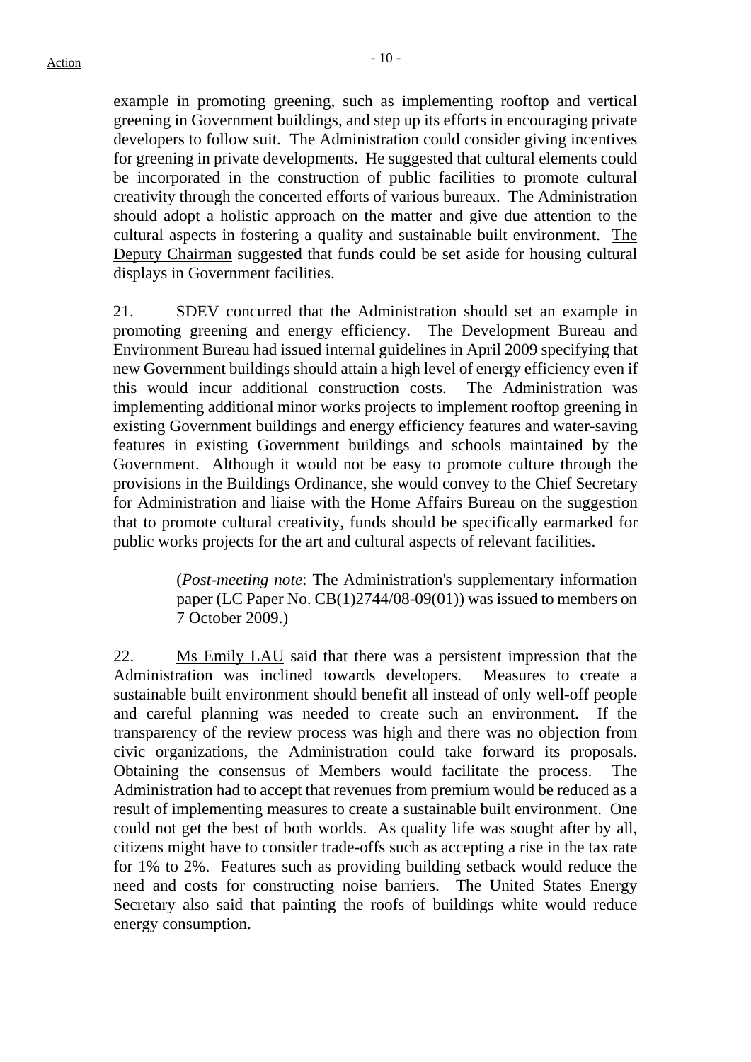example in promoting greening, such as implementing rooftop and vertical greening in Government buildings, and step up its efforts in encouraging private developers to follow suit. The Administration could consider giving incentives for greening in private developments. He suggested that cultural elements could be incorporated in the construction of public facilities to promote cultural creativity through the concerted efforts of various bureaux. The Administration should adopt a holistic approach on the matter and give due attention to the cultural aspects in fostering a quality and sustainable built environment. The Deputy Chairman suggested that funds could be set aside for housing cultural displays in Government facilities.

21. SDEV concurred that the Administration should set an example in promoting greening and energy efficiency. The Development Bureau and Environment Bureau had issued internal guidelines in April 2009 specifying that new Government buildings should attain a high level of energy efficiency even if this would incur additional construction costs. The Administration was implementing additional minor works projects to implement rooftop greening in existing Government buildings and energy efficiency features and water-saving features in existing Government buildings and schools maintained by the Government. Although it would not be easy to promote culture through the provisions in the Buildings Ordinance, she would convey to the Chief Secretary for Administration and liaise with the Home Affairs Bureau on the suggestion that to promote cultural creativity, funds should be specifically earmarked for public works projects for the art and cultural aspects of relevant facilities.

> (*Post-meeting note*: The Administration's supplementary information paper (LC Paper No. CB(1)2744/08-09(01)) was issued to members on 7 October 2009.)

22. Ms Emily LAU said that there was a persistent impression that the Administration was inclined towards developers. Measures to create a sustainable built environment should benefit all instead of only well-off people and careful planning was needed to create such an environment. If the transparency of the review process was high and there was no objection from civic organizations, the Administration could take forward its proposals. Obtaining the consensus of Members would facilitate the process. The Administration had to accept that revenues from premium would be reduced as a result of implementing measures to create a sustainable built environment. One could not get the best of both worlds. As quality life was sought after by all, citizens might have to consider trade-offs such as accepting a rise in the tax rate for 1% to 2%. Features such as providing building setback would reduce the need and costs for constructing noise barriers. The United States Energy Secretary also said that painting the roofs of buildings white would reduce energy consumption.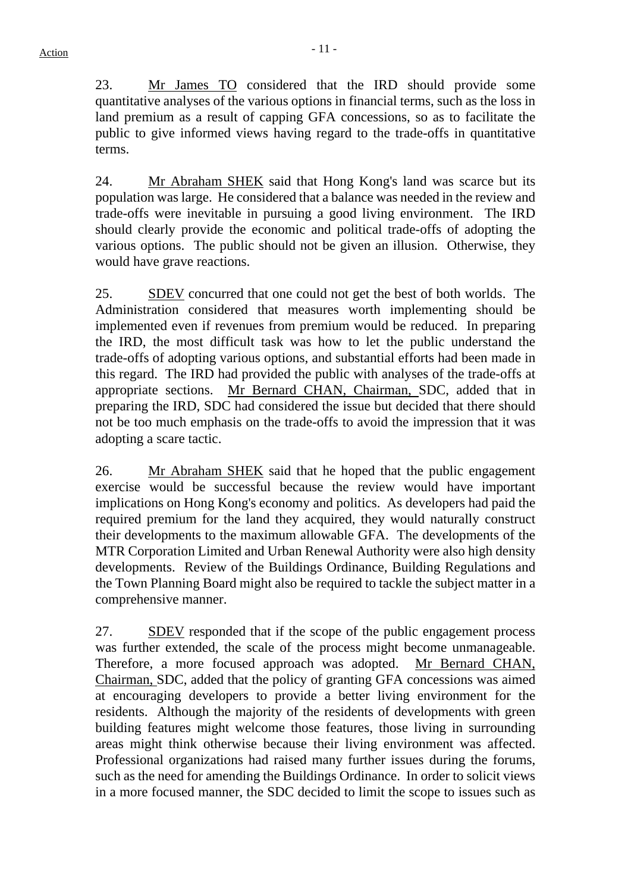23. Mr James TO considered that the IRD should provide some quantitative analyses of the various options in financial terms, such as the loss in land premium as a result of capping GFA concessions, so as to facilitate the public to give informed views having regard to the trade-offs in quantitative terms.

24. Mr Abraham SHEK said that Hong Kong's land was scarce but its population was large. He considered that a balance was needed in the review and trade-offs were inevitable in pursuing a good living environment. The IRD should clearly provide the economic and political trade-offs of adopting the various options. The public should not be given an illusion. Otherwise, they would have grave reactions.

25. SDEV concurred that one could not get the best of both worlds. The Administration considered that measures worth implementing should be implemented even if revenues from premium would be reduced. In preparing the IRD, the most difficult task was how to let the public understand the trade-offs of adopting various options, and substantial efforts had been made in this regard. The IRD had provided the public with analyses of the trade-offs at appropriate sections. Mr Bernard CHAN, Chairman, SDC, added that in preparing the IRD, SDC had considered the issue but decided that there should not be too much emphasis on the trade-offs to avoid the impression that it was adopting a scare tactic.

26. Mr Abraham SHEK said that he hoped that the public engagement exercise would be successful because the review would have important implications on Hong Kong's economy and politics. As developers had paid the required premium for the land they acquired, they would naturally construct their developments to the maximum allowable GFA. The developments of the MTR Corporation Limited and Urban Renewal Authority were also high density developments. Review of the Buildings Ordinance, Building Regulations and the Town Planning Board might also be required to tackle the subject matter in a comprehensive manner.

27. SDEV responded that if the scope of the public engagement process was further extended, the scale of the process might become unmanageable. Therefore, a more focused approach was adopted. Mr Bernard CHAN, Chairman, SDC, added that the policy of granting GFA concessions was aimed at encouraging developers to provide a better living environment for the residents. Although the majority of the residents of developments with green building features might welcome those features, those living in surrounding areas might think otherwise because their living environment was affected. Professional organizations had raised many further issues during the forums, such as the need for amending the Buildings Ordinance. In order to solicit views in a more focused manner, the SDC decided to limit the scope to issues such as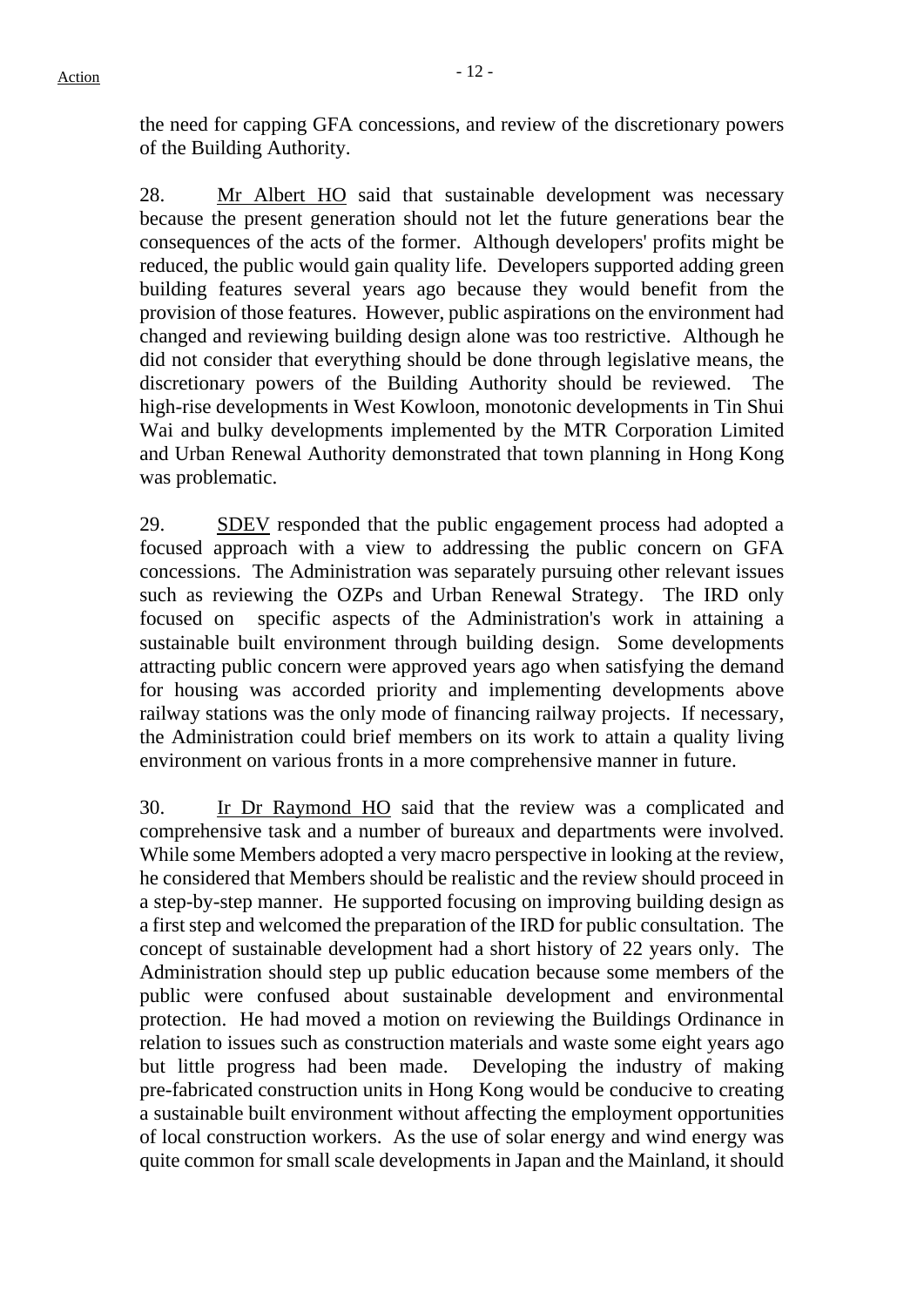the need for capping GFA concessions, and review of the discretionary powers of the Building Authority.

28. Mr Albert HO said that sustainable development was necessary because the present generation should not let the future generations bear the consequences of the acts of the former. Although developers' profits might be reduced, the public would gain quality life. Developers supported adding green building features several years ago because they would benefit from the provision of those features. However, public aspirations on the environment had changed and reviewing building design alone was too restrictive. Although he did not consider that everything should be done through legislative means, the discretionary powers of the Building Authority should be reviewed. The high-rise developments in West Kowloon, monotonic developments in Tin Shui Wai and bulky developments implemented by the MTR Corporation Limited and Urban Renewal Authority demonstrated that town planning in Hong Kong was problematic.

29. SDEV responded that the public engagement process had adopted a focused approach with a view to addressing the public concern on GFA concessions. The Administration was separately pursuing other relevant issues such as reviewing the OZPs and Urban Renewal Strategy. The IRD only focused on specific aspects of the Administration's work in attaining a sustainable built environment through building design. Some developments attracting public concern were approved years ago when satisfying the demand for housing was accorded priority and implementing developments above railway stations was the only mode of financing railway projects. If necessary, the Administration could brief members on its work to attain a quality living environment on various fronts in a more comprehensive manner in future.

30. Ir Dr Raymond HO said that the review was a complicated and comprehensive task and a number of bureaux and departments were involved. While some Members adopted a very macro perspective in looking at the review, he considered that Members should be realistic and the review should proceed in a step-by-step manner. He supported focusing on improving building design as a first step and welcomed the preparation of the IRD for public consultation. The concept of sustainable development had a short history of 22 years only. The Administration should step up public education because some members of the public were confused about sustainable development and environmental protection. He had moved a motion on reviewing the Buildings Ordinance in relation to issues such as construction materials and waste some eight years ago but little progress had been made. Developing the industry of making pre-fabricated construction units in Hong Kong would be conducive to creating a sustainable built environment without affecting the employment opportunities of local construction workers. As the use of solar energy and wind energy was quite common for small scale developments in Japan and the Mainland, it should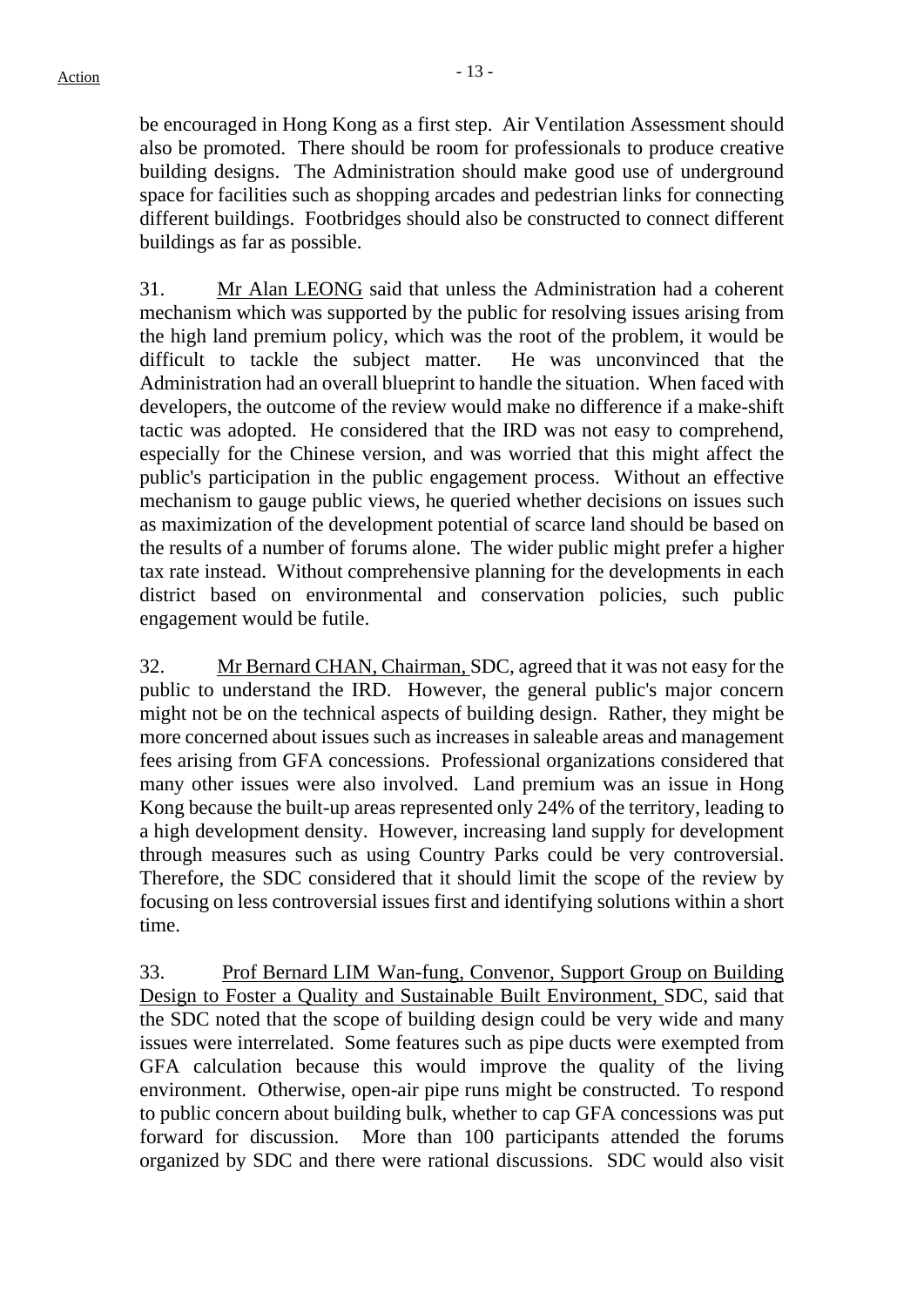be encouraged in Hong Kong as a first step. Air Ventilation Assessment should also be promoted. There should be room for professionals to produce creative building designs. The Administration should make good use of underground space for facilities such as shopping arcades and pedestrian links for connecting different buildings. Footbridges should also be constructed to connect different buildings as far as possible.

31. Mr Alan LEONG said that unless the Administration had a coherent mechanism which was supported by the public for resolving issues arising from the high land premium policy, which was the root of the problem, it would be difficult to tackle the subject matter. He was unconvinced that the Administration had an overall blueprint to handle the situation. When faced with developers, the outcome of the review would make no difference if a make-shift tactic was adopted. He considered that the IRD was not easy to comprehend, especially for the Chinese version, and was worried that this might affect the public's participation in the public engagement process. Without an effective mechanism to gauge public views, he queried whether decisions on issues such as maximization of the development potential of scarce land should be based on the results of a number of forums alone. The wider public might prefer a higher tax rate instead. Without comprehensive planning for the developments in each district based on environmental and conservation policies, such public engagement would be futile.

32. Mr Bernard CHAN, Chairman, SDC, agreed that it was not easy for the public to understand the IRD. However, the general public's major concern might not be on the technical aspects of building design. Rather, they might be more concerned about issues such as increases in saleable areas and management fees arising from GFA concessions. Professional organizations considered that many other issues were also involved. Land premium was an issue in Hong Kong because the built-up areas represented only 24% of the territory, leading to a high development density. However, increasing land supply for development through measures such as using Country Parks could be very controversial. Therefore, the SDC considered that it should limit the scope of the review by focusing on less controversial issues first and identifying solutions within a short time.

33. Prof Bernard LIM Wan-fung, Convenor, Support Group on Building Design to Foster a Quality and Sustainable Built Environment, SDC, said that the SDC noted that the scope of building design could be very wide and many issues were interrelated. Some features such as pipe ducts were exempted from GFA calculation because this would improve the quality of the living environment. Otherwise, open-air pipe runs might be constructed. To respond to public concern about building bulk, whether to cap GFA concessions was put forward for discussion. More than 100 participants attended the forums organized by SDC and there were rational discussions. SDC would also visit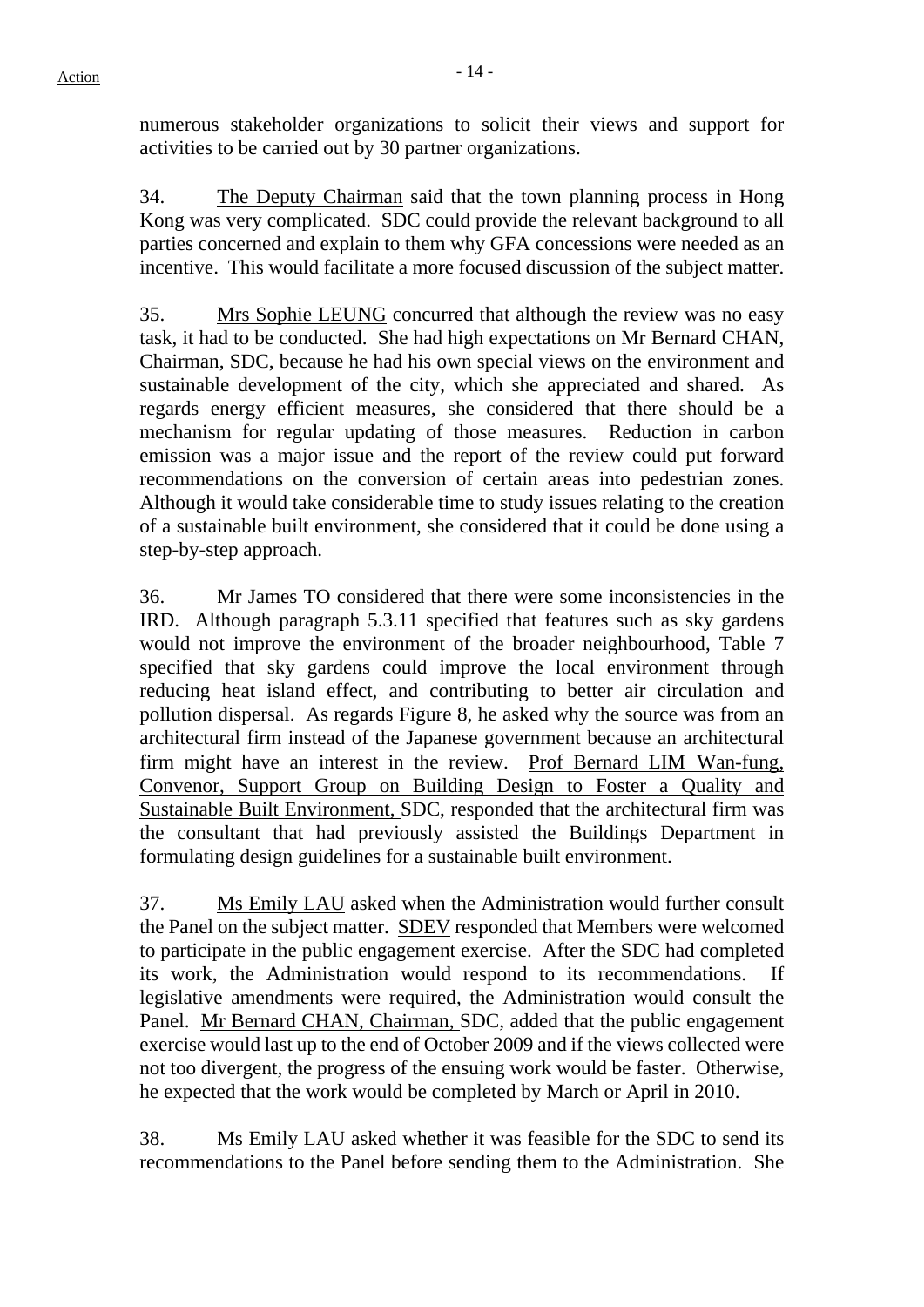numerous stakeholder organizations to solicit their views and support for activities to be carried out by 30 partner organizations.

34. The Deputy Chairman said that the town planning process in Hong Kong was very complicated. SDC could provide the relevant background to all parties concerned and explain to them why GFA concessions were needed as an incentive. This would facilitate a more focused discussion of the subject matter.

35. Mrs Sophie LEUNG concurred that although the review was no easy task, it had to be conducted. She had high expectations on Mr Bernard CHAN, Chairman, SDC, because he had his own special views on the environment and sustainable development of the city, which she appreciated and shared. As regards energy efficient measures, she considered that there should be a mechanism for regular updating of those measures. Reduction in carbon emission was a major issue and the report of the review could put forward recommendations on the conversion of certain areas into pedestrian zones. Although it would take considerable time to study issues relating to the creation of a sustainable built environment, she considered that it could be done using a step-by-step approach.

36. Mr James TO considered that there were some inconsistencies in the IRD. Although paragraph 5.3.11 specified that features such as sky gardens would not improve the environment of the broader neighbourhood, Table 7 specified that sky gardens could improve the local environment through reducing heat island effect, and contributing to better air circulation and pollution dispersal. As regards Figure 8, he asked why the source was from an architectural firm instead of the Japanese government because an architectural firm might have an interest in the review. Prof Bernard LIM Wan-fung, Convenor, Support Group on Building Design to Foster a Quality and Sustainable Built Environment, SDC, responded that the architectural firm was the consultant that had previously assisted the Buildings Department in formulating design guidelines for a sustainable built environment.

37. Ms Emily LAU asked when the Administration would further consult the Panel on the subject matter. SDEV responded that Members were welcomed to participate in the public engagement exercise. After the SDC had completed its work, the Administration would respond to its recommendations. If legislative amendments were required, the Administration would consult the Panel. Mr Bernard CHAN, Chairman, SDC, added that the public engagement exercise would last up to the end of October 2009 and if the views collected were not too divergent, the progress of the ensuing work would be faster. Otherwise, he expected that the work would be completed by March or April in 2010.

38. Ms Emily LAU asked whether it was feasible for the SDC to send its recommendations to the Panel before sending them to the Administration. She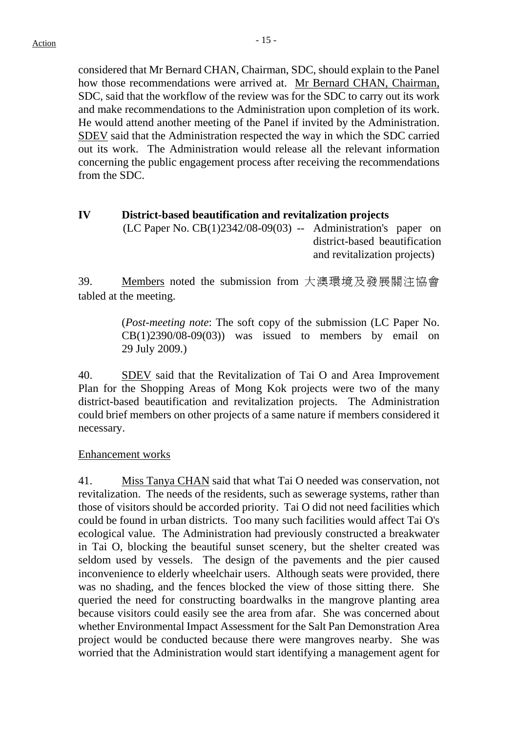considered that Mr Bernard CHAN, Chairman, SDC, should explain to the Panel how those recommendations were arrived at. Mr Bernard CHAN, Chairman, SDC, said that the workflow of the review was for the SDC to carry out its work and make recommendations to the Administration upon completion of its work. He would attend another meeting of the Panel if invited by the Administration. SDEV said that the Administration respected the way in which the SDC carried out its work. The Administration would release all the relevant information concerning the public engagement process after receiving the recommendations from the SDC.

**IV District-based beautification and revitalization projects**

(LC Paper No. CB(1)2342/08-09(03) -- Administration's paper on district-based beautification and revitalization projects)

39. Members noted the submission from 大澳環境及發展關注協會 tabled at the meeting.

> (*Post-meeting note*: The soft copy of the submission (LC Paper No. CB(1)2390/08-09(03)) was issued to members by email on 29 July 2009.)

40. SDEV said that the Revitalization of Tai O and Area Improvement Plan for the Shopping Areas of Mong Kok projects were two of the many district-based beautification and revitalization projects. The Administration could brief members on other projects of a same nature if members considered it necessary.

Enhancement works

41. Miss Tanya CHAN said that what Tai O needed was conservation, not revitalization. The needs of the residents, such as sewerage systems, rather than those of visitors should be accorded priority. Tai O did not need facilities which could be found in urban districts. Too many such facilities would affect Tai O's ecological value. The Administration had previously constructed a breakwater in Tai O, blocking the beautiful sunset scenery, but the shelter created was seldom used by vessels. The design of the pavements and the pier caused inconvenience to elderly wheelchair users. Although seats were provided, there was no shading, and the fences blocked the view of those sitting there. She queried the need for constructing boardwalks in the mangrove planting area because visitors could easily see the area from afar. She was concerned about whether Environmental Impact Assessment for the Salt Pan Demonstration Area project would be conducted because there were mangroves nearby. She was worried that the Administration would start identifying a management agent for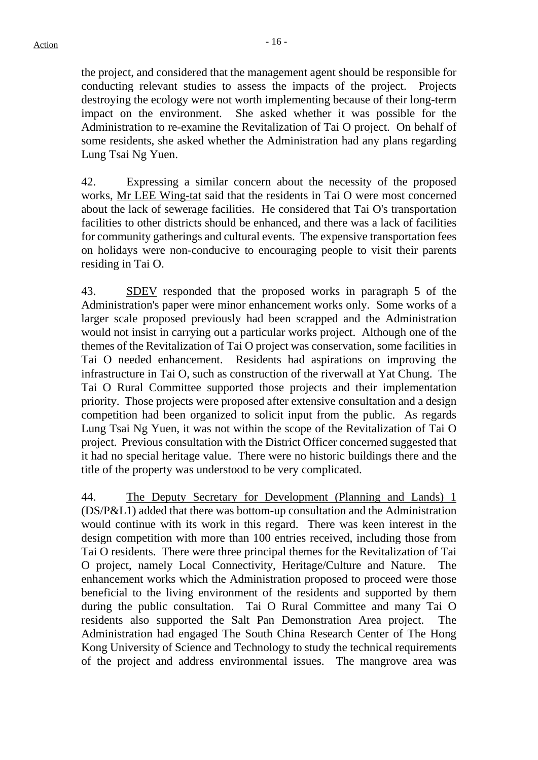the project, and considered that the management agent should be responsible for conducting relevant studies to assess the impacts of the project. Projects destroying the ecology were not worth implementing because of their long-term impact on the environment. She asked whether it was possible for the Administration to re-examine the Revitalization of Tai O project. On behalf of some residents, she asked whether the Administration had any plans regarding Lung Tsai Ng Yuen.

42. Expressing a similar concern about the necessity of the proposed works, Mr LEE Wing-tat said that the residents in Tai O were most concerned about the lack of sewerage facilities. He considered that Tai O's transportation facilities to other districts should be enhanced, and there was a lack of facilities for community gatherings and cultural events. The expensive transportation fees on holidays were non-conducive to encouraging people to visit their parents residing in Tai O.

43. SDEV responded that the proposed works in paragraph 5 of the Administration's paper were minor enhancement works only. Some works of a larger scale proposed previously had been scrapped and the Administration would not insist in carrying out a particular works project. Although one of the themes of the Revitalization of Tai O project was conservation, some facilities in Tai O needed enhancement. Residents had aspirations on improving the infrastructure in Tai O, such as construction of the riverwall at Yat Chung. The Tai O Rural Committee supported those projects and their implementation priority. Those projects were proposed after extensive consultation and a design competition had been organized to solicit input from the public. As regards Lung Tsai Ng Yuen, it was not within the scope of the Revitalization of Tai O project. Previous consultation with the District Officer concerned suggested that it had no special heritage value. There were no historic buildings there and the title of the property was understood to be very complicated.

44. The Deputy Secretary for Development (Planning and Lands) 1 (DS/P&L1) added that there was bottom-up consultation and the Administration would continue with its work in this regard. There was keen interest in the design competition with more than 100 entries received, including those from Tai O residents. There were three principal themes for the Revitalization of Tai O project, namely Local Connectivity, Heritage/Culture and Nature. The enhancement works which the Administration proposed to proceed were those beneficial to the living environment of the residents and supported by them during the public consultation. Tai O Rural Committee and many Tai O residents also supported the Salt Pan Demonstration Area project. The Administration had engaged The South China Research Center of The Hong Kong University of Science and Technology to study the technical requirements of the project and address environmental issues. The mangrove area was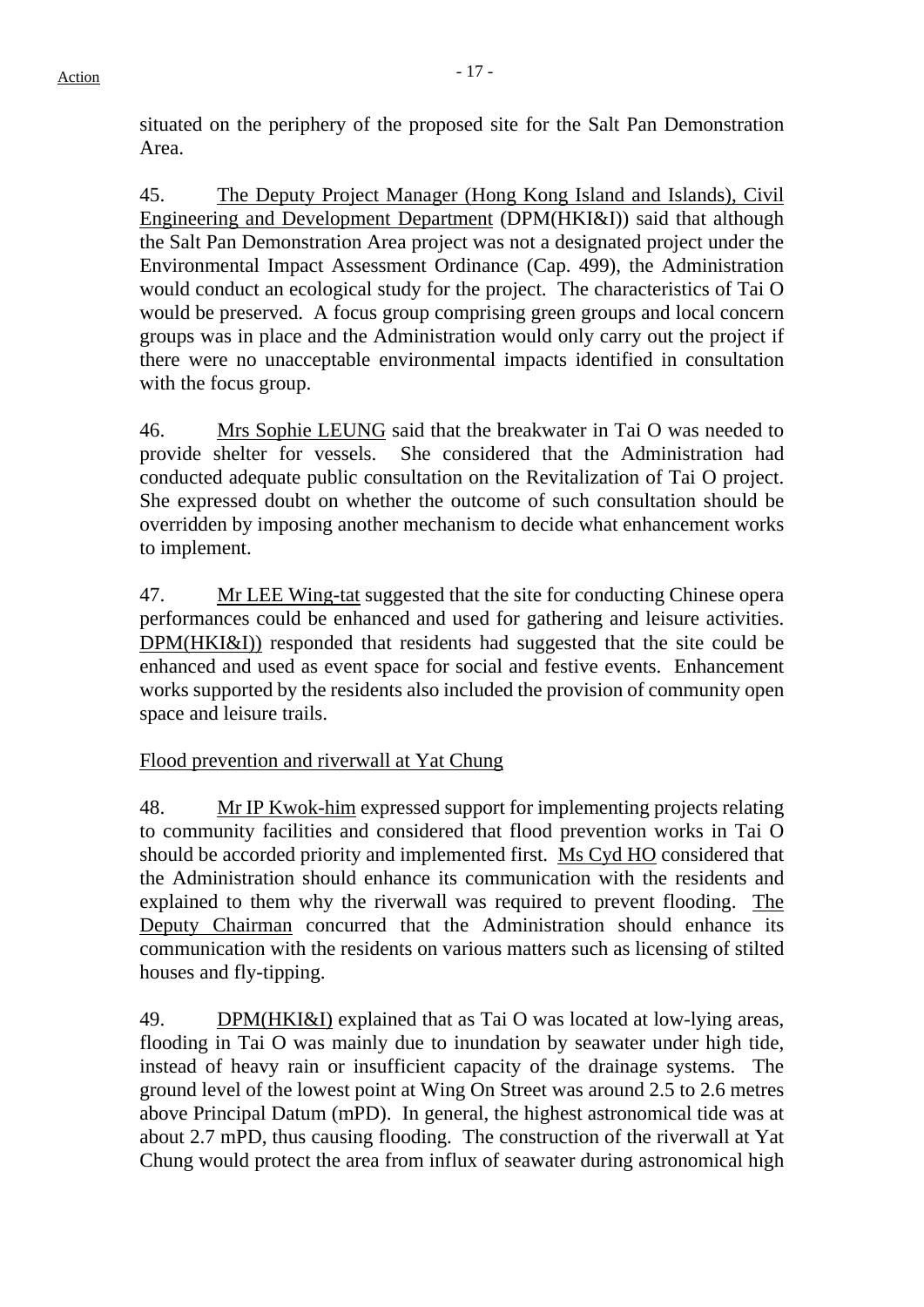situated on the periphery of the proposed site for the Salt Pan Demonstration Area.

45. The Deputy Project Manager (Hong Kong Island and Islands), Civil Engineering and Development Department (DPM(HKI&I)) said that although the Salt Pan Demonstration Area project was not a designated project under the Environmental Impact Assessment Ordinance (Cap. 499), the Administration would conduct an ecological study for the project. The characteristics of Tai O would be preserved. A focus group comprising green groups and local concern groups was in place and the Administration would only carry out the project if there were no unacceptable environmental impacts identified in consultation with the focus group.

46. Mrs Sophie LEUNG said that the breakwater in Tai O was needed to provide shelter for vessels. She considered that the Administration had conducted adequate public consultation on the Revitalization of Tai O project. She expressed doubt on whether the outcome of such consultation should be overridden by imposing another mechanism to decide what enhancement works to implement.

47. Mr LEE Wing-tat suggested that the site for conducting Chinese opera performances could be enhanced and used for gathering and leisure activities. DPM(HKI&I)) responded that residents had suggested that the site could be enhanced and used as event space for social and festive events. Enhancement works supported by the residents also included the provision of community open space and leisure trails.

Flood prevention and riverwall at Yat Chung

48. Mr IP Kwok-him expressed support for implementing projects relating to community facilities and considered that flood prevention works in Tai O should be accorded priority and implemented first. Ms Cyd HO considered that the Administration should enhance its communication with the residents and explained to them why the riverwall was required to prevent flooding. The Deputy Chairman concurred that the Administration should enhance its communication with the residents on various matters such as licensing of stilted houses and fly-tipping.

49. DPM(HKI&I) explained that as Tai O was located at low-lying areas, flooding in Tai O was mainly due to inundation by seawater under high tide, instead of heavy rain or insufficient capacity of the drainage systems. The ground level of the lowest point at Wing On Street was around 2.5 to 2.6 metres above Principal Datum (mPD). In general, the highest astronomical tide was at about 2.7 mPD, thus causing flooding. The construction of the riverwall at Yat Chung would protect the area from influx of seawater during astronomical high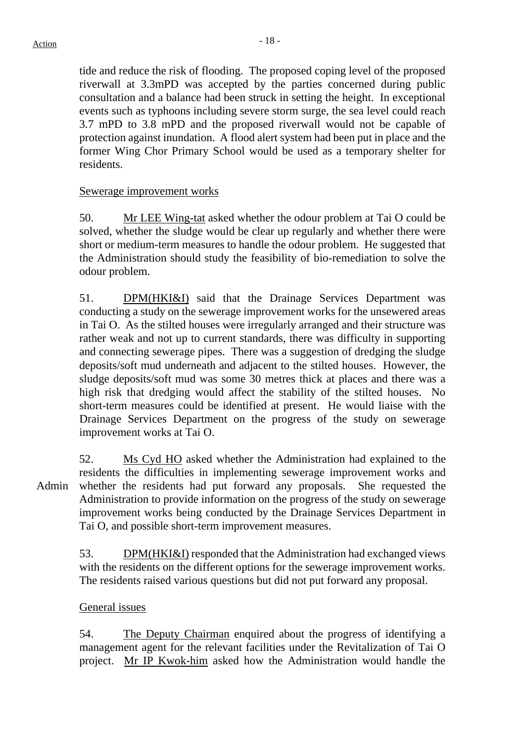Action

tide and reduce the risk of flooding. The proposed coping level of the proposed riverwall at 3.3mPD was accepted by the parties concerned during public consultation and a balance had been struck in setting the height. In exceptional events such as typhoons including severe storm surge, the sea level could reach 3.7 mPD to 3.8 mPD and the proposed riverwall would not be capable of protection against inundation. A flood alert system had been put in place and the former Wing Chor Primary School would be used as a temporary shelter for residents.

<u>Sewerage improvement works</u>

50. <u>Mr LEE Wing-tat</u> asked whether the odour problem at Tai O could be solved, whether the sludge would be clear up regularly and whether there were short or medium-term measures to handle the odour problem. He suggested that the Administration should study the feasibility of bio-remediation to solve the odour problem.

51. <u>DPM(HKI&I)</u> said that the Drainage Services Department was conducting a study on the sewerage improvement works for the unsewered areas in Tai O. As the stilted houses were irregularly arranged and their structure was rather weak and not up to current standards, there was difficulty in supporting and connecting sewerage pipes. There was a suggestion of dredging the sludge deposits/soft mud underneath and adjacent to the stilted houses. However, the sludge deposits/soft mud was some 30 metres thick at places and there was a high risk that dredging would affect the stability of the stilted houses. No short-term measures could be identified at present. He would liaise with the Drainage Services Department on the progress of the study on sewerage improvement works at Tai O.

Admin

52. <u>Ms Cyd HO</u> asked whether the Administration had explained to the residents the difficulties in implementing sewerage improvement works and whether the residents had put forward any proposals. She requested the Administration to provide information on the progress of the study on sewerage improvement works being conducted by the Drainage Services Department in Tai O, and possible short-term improvement measures.

53. <u>DPM(HKI&I)</u> responded that the Administration had exchanged views with the residents on the different options for the sewerage improvement works. The residents raised various questions but did not put forward any proposal.

<u>General issues</u>

54. <u>The Deputy Chairman</u> enquired about the progress of identifying a management agent for the relevant facilities under the Revitalization of Tai O project. <u>Mr IP Kwok-him</u> asked how the Administration would handle the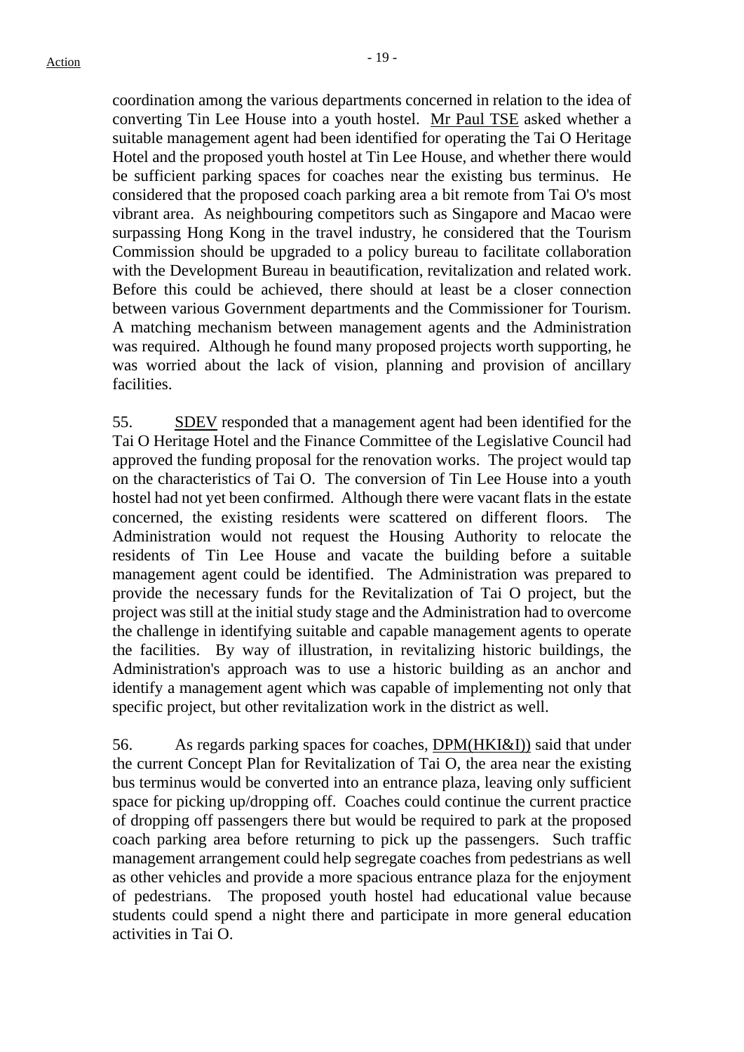coordination among the various departments concerned in relation to the idea of converting Tin Lee House into a youth hostel. Mr Paul TSE asked whether a suitable management agent had been identified for operating the Tai O Heritage Hotel and the proposed youth hostel at Tin Lee House, and whether there would be sufficient parking spaces for coaches near the existing bus terminus. He considered that the proposed coach parking area a bit remote from Tai O's most vibrant area. As neighbouring competitors such as Singapore and Macao were surpassing Hong Kong in the travel industry, he considered that the Tourism Commission should be upgraded to a policy bureau to facilitate collaboration with the Development Bureau in beautification, revitalization and related work. Before this could be achieved, there should at least be a closer connection between various Government departments and the Commissioner for Tourism. A matching mechanism between management agents and the Administration was required. Although he found many proposed projects worth supporting, he was worried about the lack of vision, planning and provision of ancillary facilities.

55. SDEV responded that a management agent had been identified for the Tai O Heritage Hotel and the Finance Committee of the Legislative Council had approved the funding proposal for the renovation works. The project would tap on the characteristics of Tai O. The conversion of Tin Lee House into a youth hostel had not yet been confirmed. Although there were vacant flats in the estate concerned, the existing residents were scattered on different floors. The Administration would not request the Housing Authority to relocate the residents of Tin Lee House and vacate the building before a suitable management agent could be identified. The Administration was prepared to provide the necessary funds for the Revitalization of Tai O project, but the project was still at the initial study stage and the Administration had to overcome the challenge in identifying suitable and capable management agents to operate the facilities. By way of illustration, in revitalizing historic buildings, the Administration's approach was to use a historic building as an anchor and identify a management agent which was capable of implementing not only that specific project, but other revitalization work in the district as well.

56. As regards parking spaces for coaches, DPM(HKI&I)) said that under the current Concept Plan for Revitalization of Tai O, the area near the existing bus terminus would be converted into an entrance plaza, leaving only sufficient space for picking up/dropping off. Coaches could continue the current practice of dropping off passengers there but would be required to park at the proposed coach parking area before returning to pick up the passengers. Such traffic management arrangement could help segregate coaches from pedestrians as well as other vehicles and provide a more spacious entrance plaza for the enjoyment of pedestrians. The proposed youth hostel had educational value because students could spend a night there and participate in more general education activities in Tai O.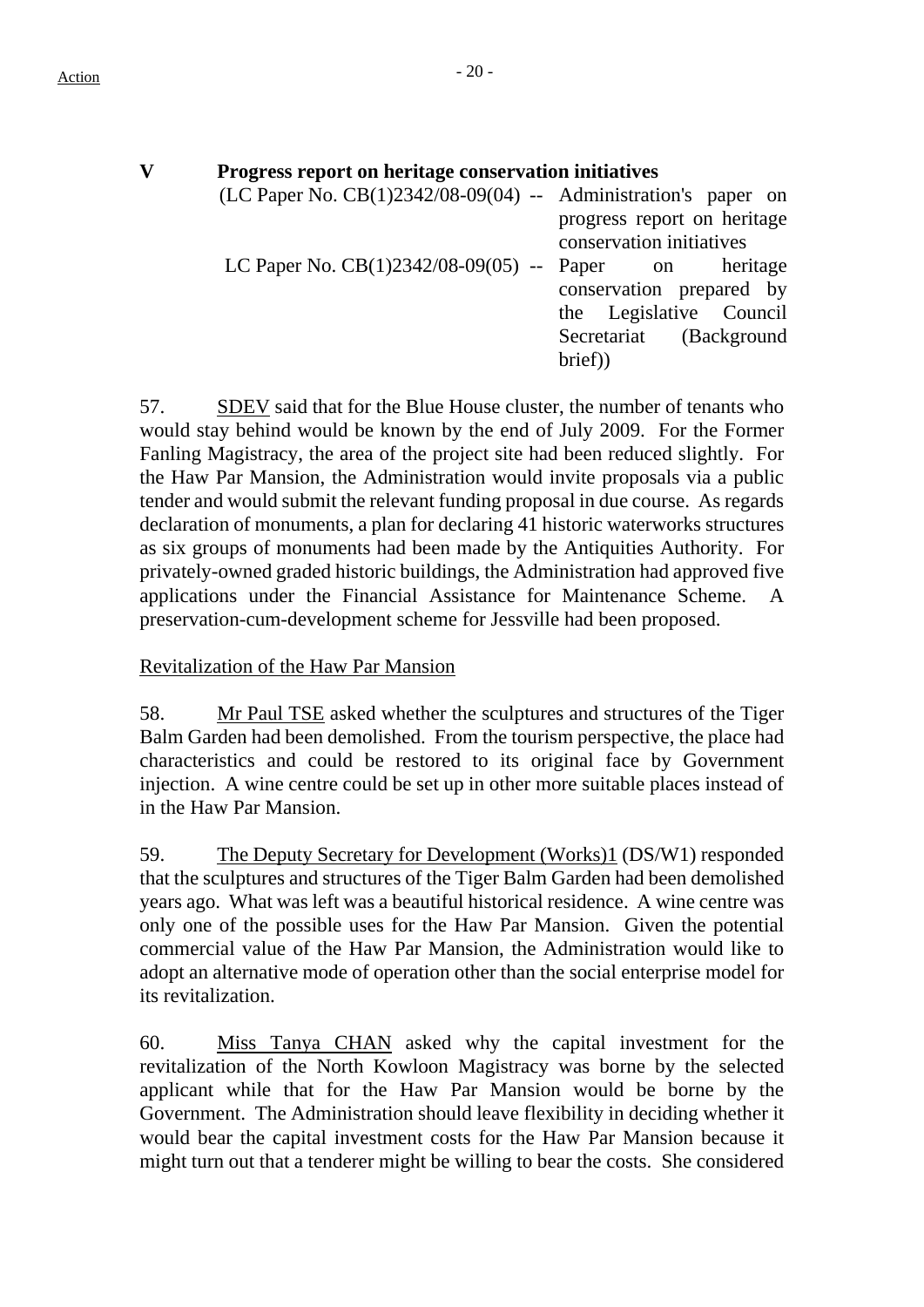Action

**V Progress report on heritage conservation initiatives**

(LC Paper No. CB(1)2342/08-09(04) -- Administration's paper on progress report on heritage conservation initiatives

LC Paper No. CB(1)2342/08-09(05) -- Paper on heritage conservation prepared by the Legislative Council Secretariat (Background brief))

57. SDEV said that for the Blue House cluster, the number of tenants who would stay behind would be known by the end of July 2009. For the Former Fanling Magistracy, the area of the project site had been reduced slightly. For the Haw Par Mansion, the Administration would invite proposals via a public tender and would submit the relevant funding proposal in due course. As regards declaration of monuments, a plan for declaring 41 historic waterworks structures as six groups of monuments had been made by the Antiquities Authority. For privately-owned graded historic buildings, the Administration had approved five applications under the Financial Assistance for Maintenance Scheme. A preservation-cum-development scheme for Jessville had been proposed.

Revitalization of the Haw Par Mansion

58. Mr Paul TSE asked whether the sculptures and structures of the Tiger Balm Garden had been demolished. From the tourism perspective, the place had characteristics and could be restored to its original face by Government injection. A wine centre could be set up in other more suitable places instead of in the Haw Par Mansion.

59. The Deputy Secretary for Development (Works)1 (DS/W1) responded that the sculptures and structures of the Tiger Balm Garden had been demolished years ago. What was left was a beautiful historical residence. A wine centre was only one of the possible uses for the Haw Par Mansion. Given the potential commercial value of the Haw Par Mansion, the Administration would like to adopt an alternative mode of operation other than the social enterprise model for its revitalization.

60. Miss Tanya CHAN asked why the capital investment for the revitalization of the North Kowloon Magistracy was borne by the selected applicant while that for the Haw Par Mansion would be borne by the Government. The Administration should leave flexibility in deciding whether it would bear the capital investment costs for the Haw Par Mansion because it might turn out that a tenderer might be willing to bear the costs. She considered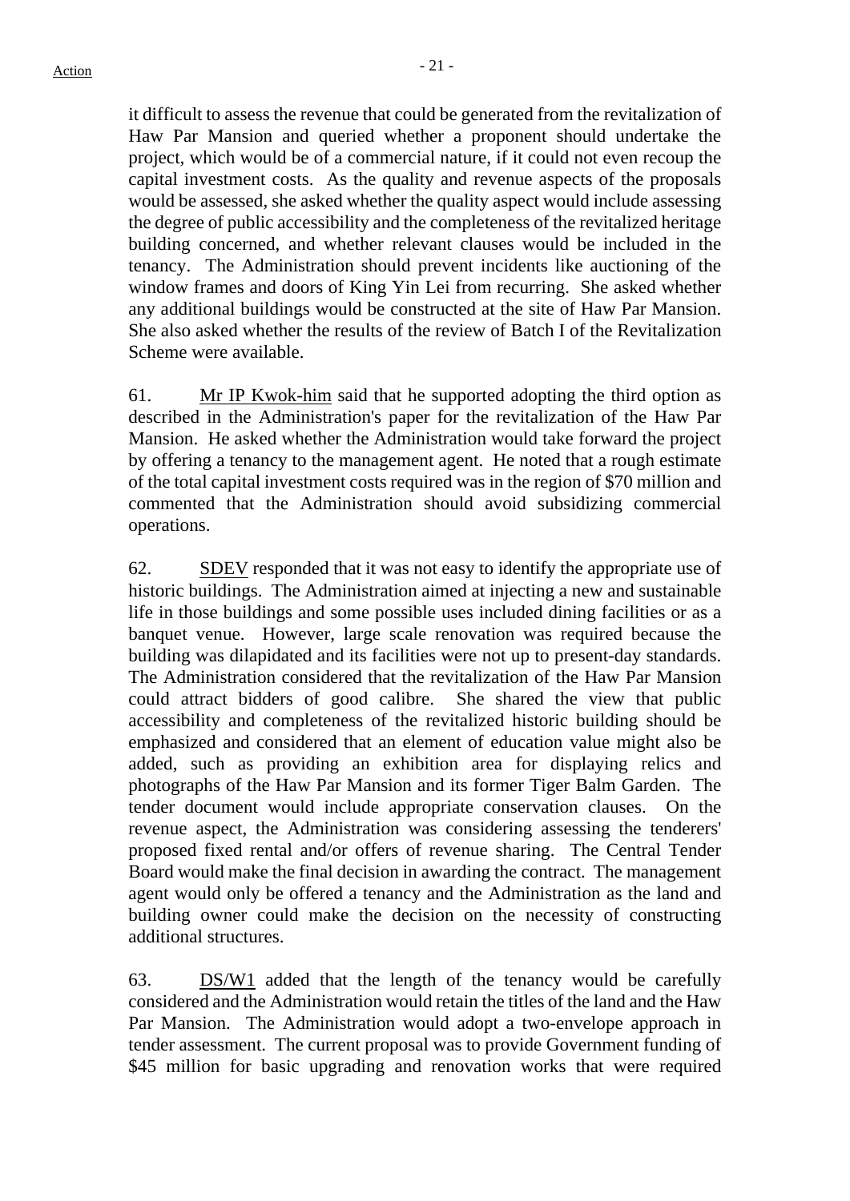it difficult to assess the revenue that could be generated from the revitalization of Haw Par Mansion and queried whether a proponent should undertake the project, which would be of a commercial nature, if it could not even recoup the capital investment costs. As the quality and revenue aspects of the proposals would be assessed, she asked whether the quality aspect would include assessing the degree of public accessibility and the completeness of the revitalized heritage building concerned, and whether relevant clauses would be included in the tenancy. The Administration should prevent incidents like auctioning of the window frames and doors of King Yin Lei from recurring. She asked whether any additional buildings would be constructed at the site of Haw Par Mansion. She also asked whether the results of the review of Batch I of the Revitalization Scheme were available.

61. Mr IP Kwok-him said that he supported adopting the third option as described in the Administration's paper for the revitalization of the Haw Par Mansion. He asked whether the Administration would take forward the project by offering a tenancy to the management agent. He noted that a rough estimate of the total capital investment costs required was in the region of $70 million and commented that the Administration should avoid subsidizing commercial operations.

62. SDEV responded that it was not easy to identify the appropriate use of historic buildings. The Administration aimed at injecting a new and sustainable life in those buildings and some possible uses included dining facilities or as a banquet venue. However, large scale renovation was required because the building was dilapidated and its facilities were not up to present-day standards. The Administration considered that the revitalization of the Haw Par Mansion could attract bidders of good calibre. She shared the view that public accessibility and completeness of the revitalized historic building should be emphasized and considered that an element of education value might also be added, such as providing an exhibition area for displaying relics and photographs of the Haw Par Mansion and its former Tiger Balm Garden. The tender document would include appropriate conservation clauses. On the revenue aspect, the Administration was considering assessing the tenderers' proposed fixed rental and/or offers of revenue sharing. The Central Tender Board would make the final decision in awarding the contract. The management agent would only be offered a tenancy and the Administration as the land and building owner could make the decision on the necessity of constructing additional structures.

63. DS/W1 added that the length of the tenancy would be carefully considered and the Administration would retain the titles of the land and the Haw Par Mansion. The Administration would adopt a two-envelope approach in tender assessment. The current proposal was to provide Government funding of $45 million for basic upgrading and renovation works that were required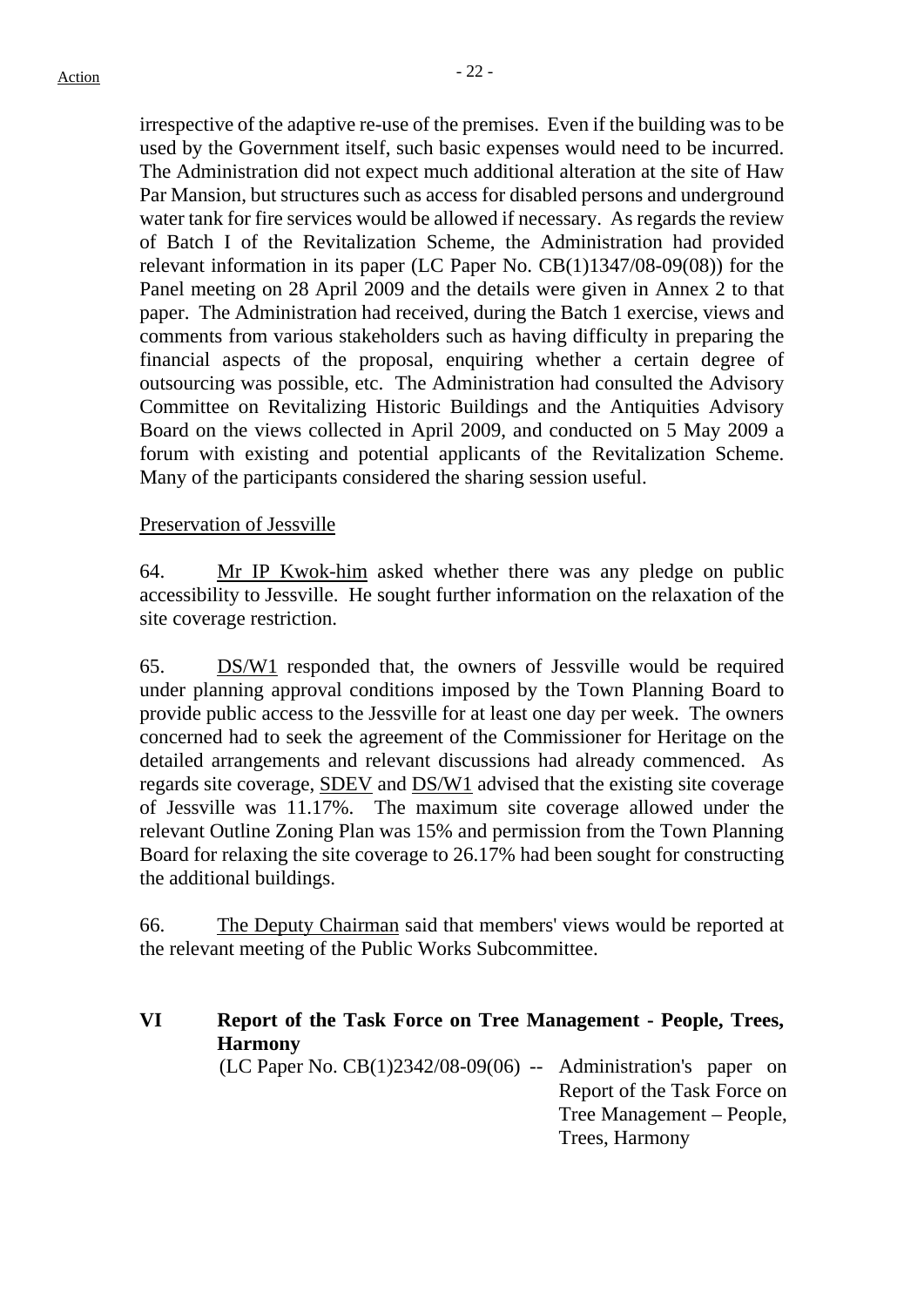irrespective of the adaptive re-use of the premises. Even if the building was to be used by the Government itself, such basic expenses would need to be incurred. The Administration did not expect much additional alteration at the site of Haw Par Mansion, but structures such as access for disabled persons and underground water tank for fire services would be allowed if necessary. As regards the review of Batch I of the Revitalization Scheme, the Administration had provided relevant information in its paper (LC Paper No. CB(1)1347/08-09(08)) for the Panel meeting on 28 April 2009 and the details were given in Annex 2 to that paper. The Administration had received, during the Batch 1 exercise, views and comments from various stakeholders such as having difficulty in preparing the financial aspects of the proposal, enquiring whether a certain degree of outsourcing was possible, etc. The Administration had consulted the Advisory Committee on Revitalizing Historic Buildings and the Antiquities Advisory Board on the views collected in April 2009, and conducted on 5 May 2009 a forum with existing and potential applicants of the Revitalization Scheme. Many of the participants considered the sharing session useful.

Preservation of Jessville

64. Mr IP Kwok-him asked whether there was any pledge on public accessibility to Jessville. He sought further information on the relaxation of the site coverage restriction.

65. DS/W1 responded that, the owners of Jessville would be required under planning approval conditions imposed by the Town Planning Board to provide public access to the Jessville for at least one day per week. The owners concerned had to seek the agreement of the Commissioner for Heritage on the detailed arrangements and relevant discussions had already commenced. As regards site coverage, SDEV and DS/W1 advised that the existing site coverage of Jessville was 11.17%. The maximum site coverage allowed under the relevant Outline Zoning Plan was 15% and permission from the Town Planning Board for relaxing the site coverage to 26.17% had been sought for constructing the additional buildings.

66. The Deputy Chairman said that members' views would be reported at the relevant meeting of the Public Works Subcommittee.

**VI Report of the Task Force on Tree Management - People, Trees, Harmony**

(LC Paper No. CB(1)2342/08-09(06) -- Administration's paper on Report of the Task Force on Tree Management – People, Trees, Harmony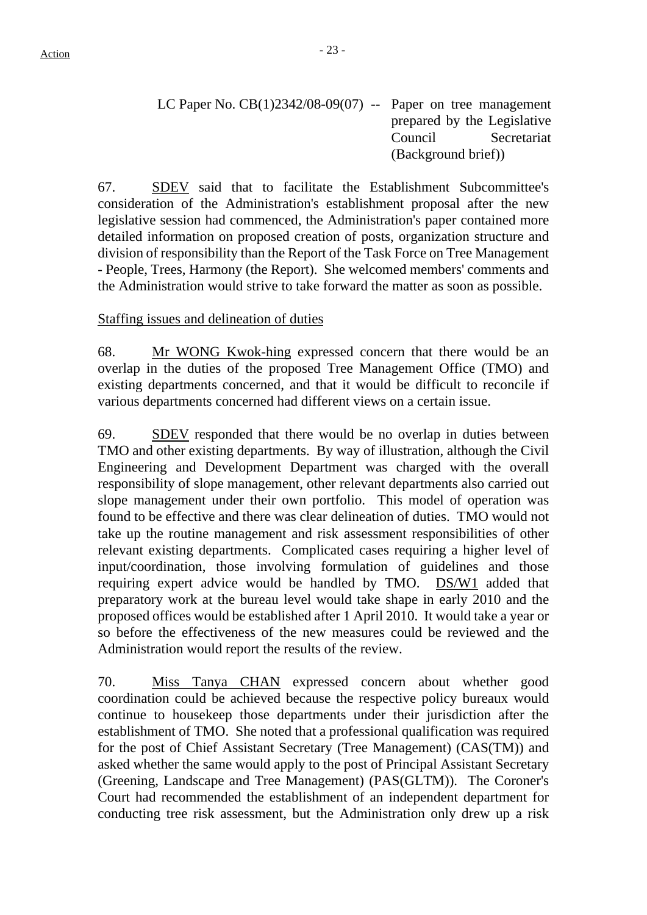LC Paper No. CB(1)2342/08-09(07) -- Paper on tree management prepared by the Legislative Council Secretariat (Background brief))

67. SDEV said that to facilitate the Establishment Subcommittee's consideration of the Administration's establishment proposal after the new legislative session had commenced, the Administration's paper contained more detailed information on proposed creation of posts, organization structure and division of responsibility than the Report of the Task Force on Tree Management - People, Trees, Harmony (the Report). She welcomed members' comments and the Administration would strive to take forward the matter as soon as possible.

Staffing issues and delineation of duties

68. Mr WONG Kwok-hing expressed concern that there would be an overlap in the duties of the proposed Tree Management Office (TMO) and existing departments concerned, and that it would be difficult to reconcile if various departments concerned had different views on a certain issue.

69. SDEV responded that there would be no overlap in duties between TMO and other existing departments. By way of illustration, although the Civil Engineering and Development Department was charged with the overall responsibility of slope management, other relevant departments also carried out slope management under their own portfolio. This model of operation was found to be effective and there was clear delineation of duties. TMO would not take up the routine management and risk assessment responsibilities of other relevant existing departments. Complicated cases requiring a higher level of input/coordination, those involving formulation of guidelines and those requiring expert advice would be handled by TMO. DS/W1 added that preparatory work at the bureau level would take shape in early 2010 and the proposed offices would be established after 1 April 2010. It would take a year or so before the effectiveness of the new measures could be reviewed and the Administration would report the results of the review.

70. Miss Tanya CHAN expressed concern about whether good coordination could be achieved because the respective policy bureaux would continue to housekeep those departments under their jurisdiction after the establishment of TMO. She noted that a professional qualification was required for the post of Chief Assistant Secretary (Tree Management) (CAS(TM)) and asked whether the same would apply to the post of Principal Assistant Secretary (Greening, Landscape and Tree Management) (PAS(GLTM)). The Coroner's Court had recommended the establishment of an independent department for conducting tree risk assessment, but the Administration only drew up a risk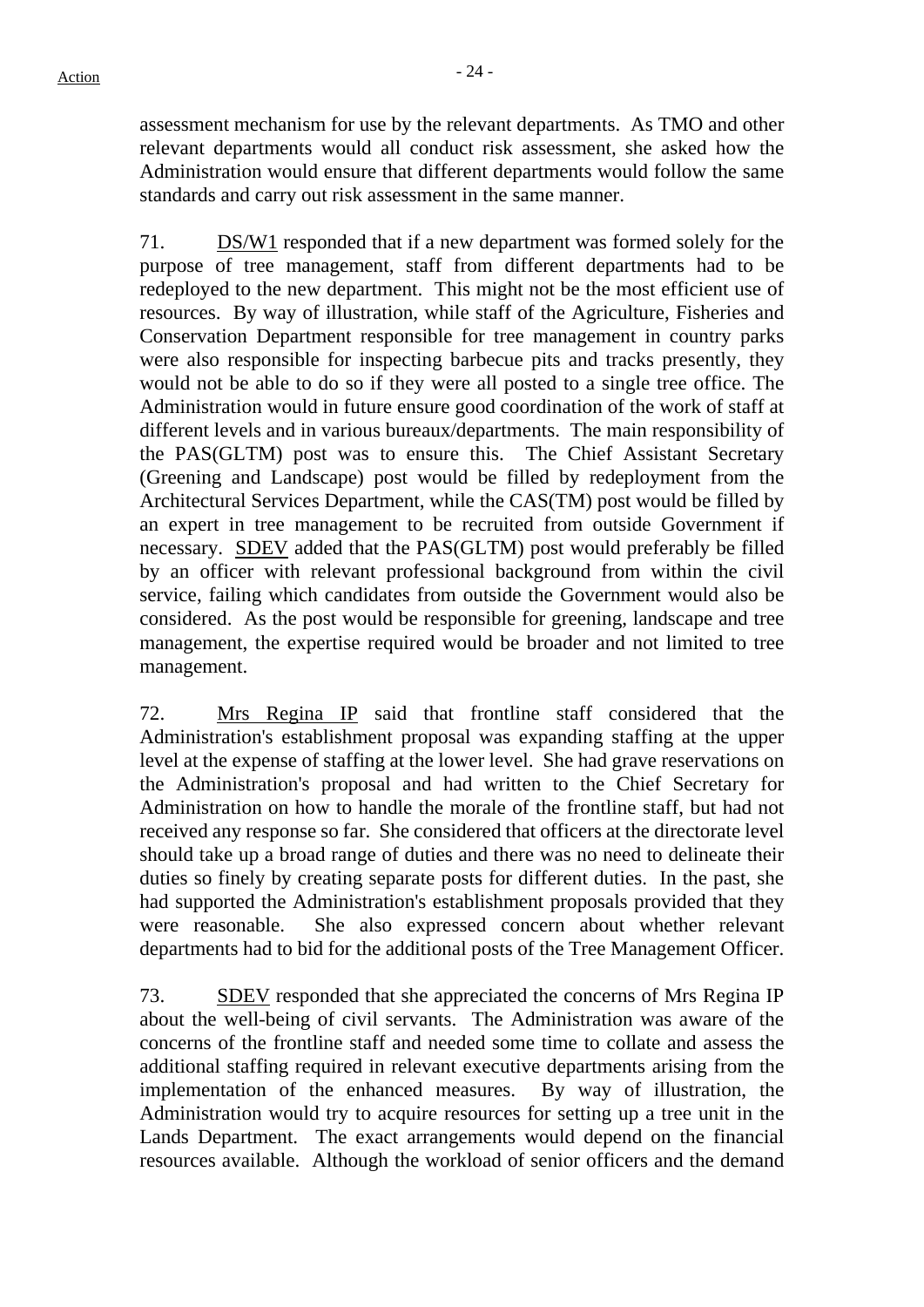assessment mechanism for use by the relevant departments. As TMO and other relevant departments would all conduct risk assessment, she asked how the Administration would ensure that different departments would follow the same standards and carry out risk assessment in the same manner.

71. DS/W1 responded that if a new department was formed solely for the purpose of tree management, staff from different departments had to be redeployed to the new department. This might not be the most efficient use of resources. By way of illustration, while staff of the Agriculture, Fisheries and Conservation Department responsible for tree management in country parks were also responsible for inspecting barbecue pits and tracks presently, they would not be able to do so if they were all posted to a single tree office. The Administration would in future ensure good coordination of the work of staff at different levels and in various bureaux/departments. The main responsibility of the PAS(GLTM) post was to ensure this. The Chief Assistant Secretary (Greening and Landscape) post would be filled by redeployment from the Architectural Services Department, while the CAS(TM) post would be filled by an expert in tree management to be recruited from outside Government if necessary. SDEV added that the PAS(GLTM) post would preferably be filled by an officer with relevant professional background from within the civil service, failing which candidates from outside the Government would also be considered. As the post would be responsible for greening, landscape and tree management, the expertise required would be broader and not limited to tree management.

72. Mrs Regina IP said that frontline staff considered that the Administration's establishment proposal was expanding staffing at the upper level at the expense of staffing at the lower level. She had grave reservations on the Administration's proposal and had written to the Chief Secretary for Administration on how to handle the morale of the frontline staff, but had not received any response so far. She considered that officers at the directorate level should take up a broad range of duties and there was no need to delineate their duties so finely by creating separate posts for different duties. In the past, she had supported the Administration's establishment proposals provided that they were reasonable. She also expressed concern about whether relevant departments had to bid for the additional posts of the Tree Management Officer.

73. SDEV responded that she appreciated the concerns of Mrs Regina IP about the well-being of civil servants. The Administration was aware of the concerns of the frontline staff and needed some time to collate and assess the additional staffing required in relevant executive departments arising from the implementation of the enhanced measures. By way of illustration, the Administration would try to acquire resources for setting up a tree unit in the Lands Department. The exact arrangements would depend on the financial resources available. Although the workload of senior officers and the demand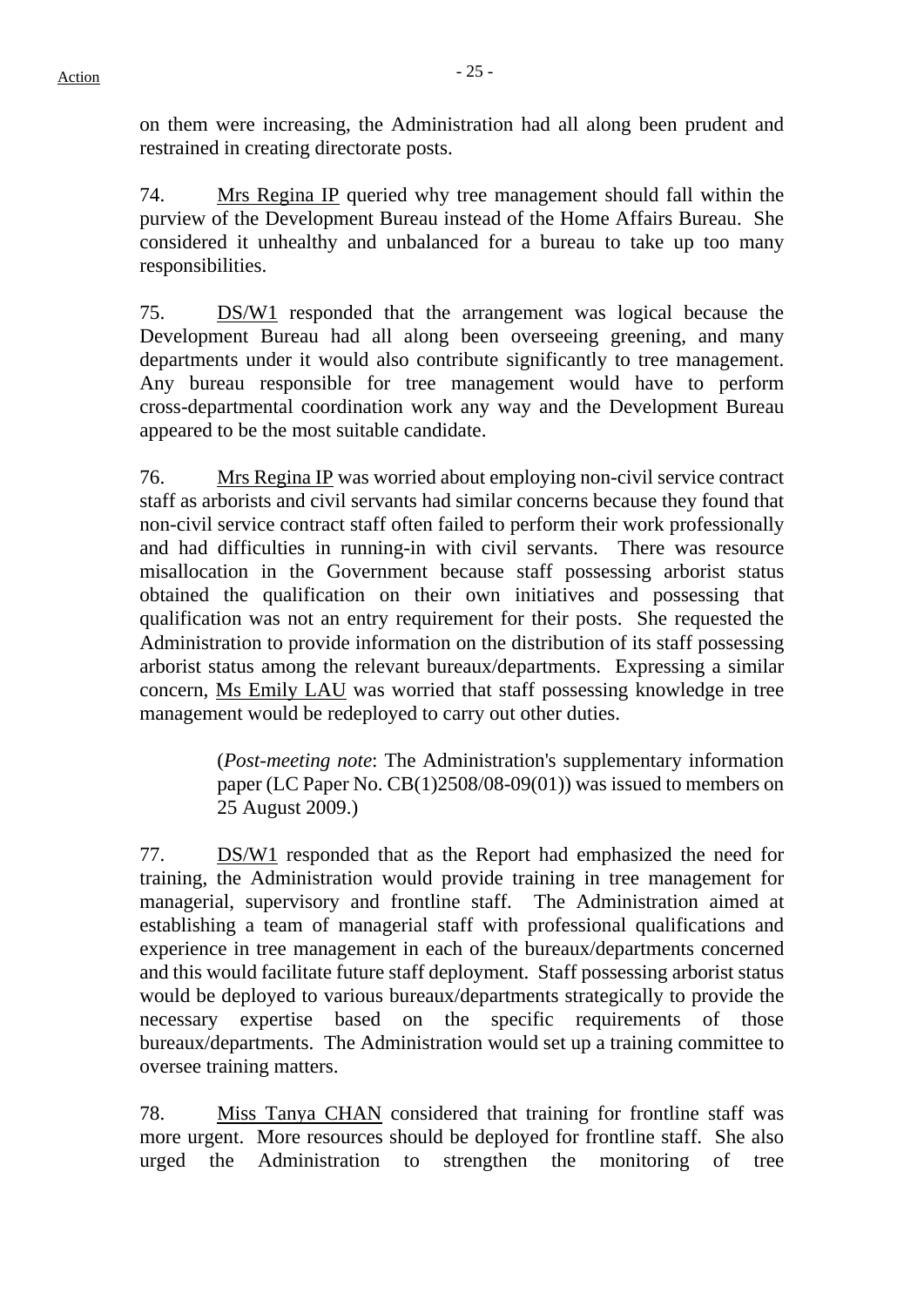on them were increasing, the Administration had all along been prudent and restrained in creating directorate posts.

74. Mrs Regina IP queried why tree management should fall within the purview of the Development Bureau instead of the Home Affairs Bureau. She considered it unhealthy and unbalanced for a bureau to take up too many responsibilities.

75. DS/W1 responded that the arrangement was logical because the Development Bureau had all along been overseeing greening, and many departments under it would also contribute significantly to tree management. Any bureau responsible for tree management would have to perform cross-departmental coordination work any way and the Development Bureau appeared to be the most suitable candidate.

76. Mrs Regina IP was worried about employing non-civil service contract staff as arborists and civil servants had similar concerns because they found that non-civil service contract staff often failed to perform their work professionally and had difficulties in running-in with civil servants. There was resource misallocation in the Government because staff possessing arborist status obtained the qualification on their own initiatives and possessing that qualification was not an entry requirement for their posts. She requested the Administration to provide information on the distribution of its staff possessing arborist status among the relevant bureaux/departments. Expressing a similar concern, Ms Emily LAU was worried that staff possessing knowledge in tree management would be redeployed to carry out other duties.

> (*Post-meeting note*: The Administration's supplementary information paper (LC Paper No. CB(1)2508/08-09(01)) was issued to members on 25 August 2009.)

77. DS/W1 responded that as the Report had emphasized the need for training, the Administration would provide training in tree management for managerial, supervisory and frontline staff. The Administration aimed at establishing a team of managerial staff with professional qualifications and experience in tree management in each of the bureaux/departments concerned and this would facilitate future staff deployment. Staff possessing arborist status would be deployed to various bureaux/departments strategically to provide the necessary expertise based on the specific requirements of those bureaux/departments. The Administration would set up a training committee to oversee training matters.

78. Miss Tanya CHAN considered that training for frontline staff was more urgent. More resources should be deployed for frontline staff. She also urged the Administration to strengthen the monitoring of tree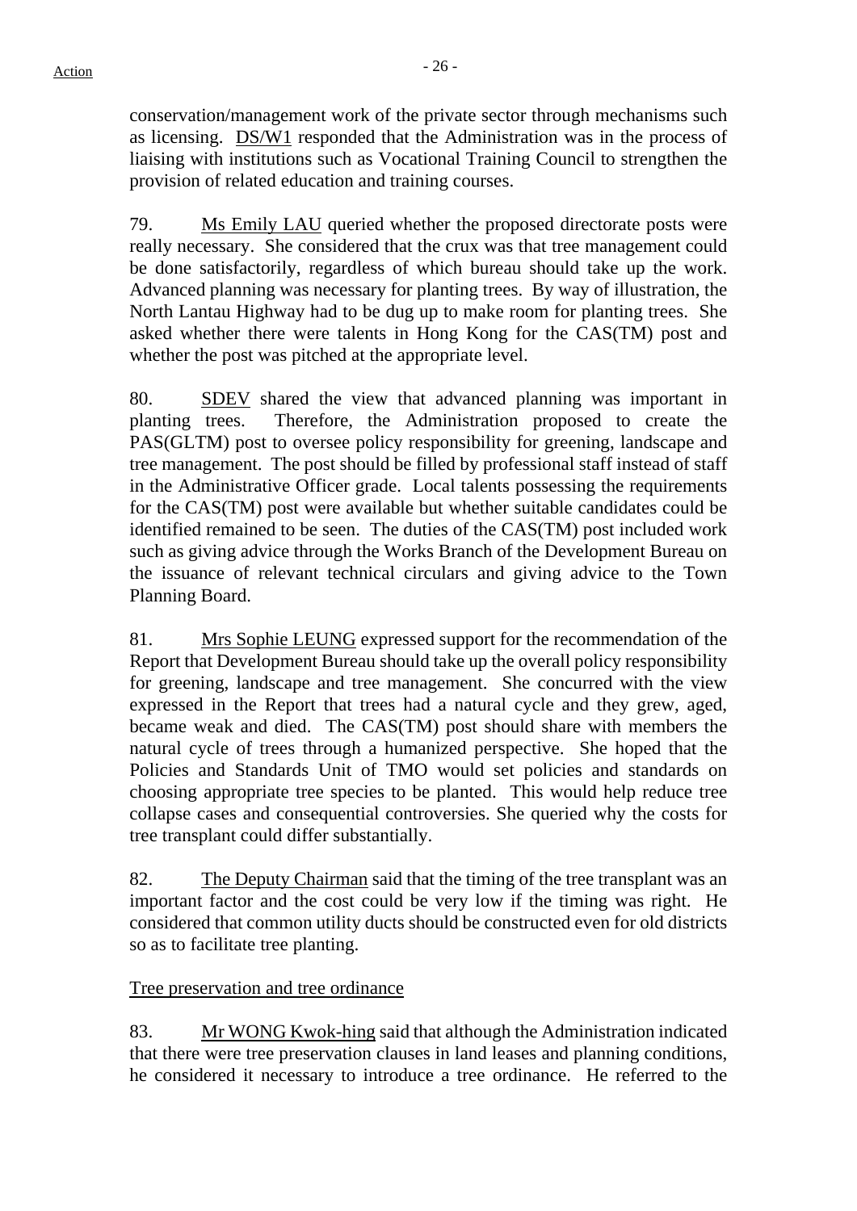conservation/management work of the private sector through mechanisms such as licensing. DS/W1 responded that the Administration was in the process of liaising with institutions such as Vocational Training Council to strengthen the provision of related education and training courses.

79. Ms Emily LAU queried whether the proposed directorate posts were really necessary. She considered that the crux was that tree management could be done satisfactorily, regardless of which bureau should take up the work. Advanced planning was necessary for planting trees. By way of illustration, the North Lantau Highway had to be dug up to make room for planting trees. She asked whether there were talents in Hong Kong for the CAS(TM) post and whether the post was pitched at the appropriate level.

80. SDEV shared the view that advanced planning was important in planting trees. Therefore, the Administration proposed to create the PAS(GLTM) post to oversee policy responsibility for greening, landscape and tree management. The post should be filled by professional staff instead of staff in the Administrative Officer grade. Local talents possessing the requirements for the CAS(TM) post were available but whether suitable candidates could be identified remained to be seen. The duties of the CAS(TM) post included work such as giving advice through the Works Branch of the Development Bureau on the issuance of relevant technical circulars and giving advice to the Town Planning Board.

81. Mrs Sophie LEUNG expressed support for the recommendation of the Report that Development Bureau should take up the overall policy responsibility for greening, landscape and tree management. She concurred with the view expressed in the Report that trees had a natural cycle and they grew, aged, became weak and died. The CAS(TM) post should share with members the natural cycle of trees through a humanized perspective. She hoped that the Policies and Standards Unit of TMO would set policies and standards on choosing appropriate tree species to be planted. This would help reduce tree collapse cases and consequential controversies. She queried why the costs for tree transplant could differ substantially.

82. The Deputy Chairman said that the timing of the tree transplant was an important factor and the cost could be very low if the timing was right. He considered that common utility ducts should be constructed even for old districts so as to facilitate tree planting.

Tree preservation and tree ordinance

83. Mr WONG Kwok-hing said that although the Administration indicated that there were tree preservation clauses in land leases and planning conditions, he considered it necessary to introduce a tree ordinance. He referred to the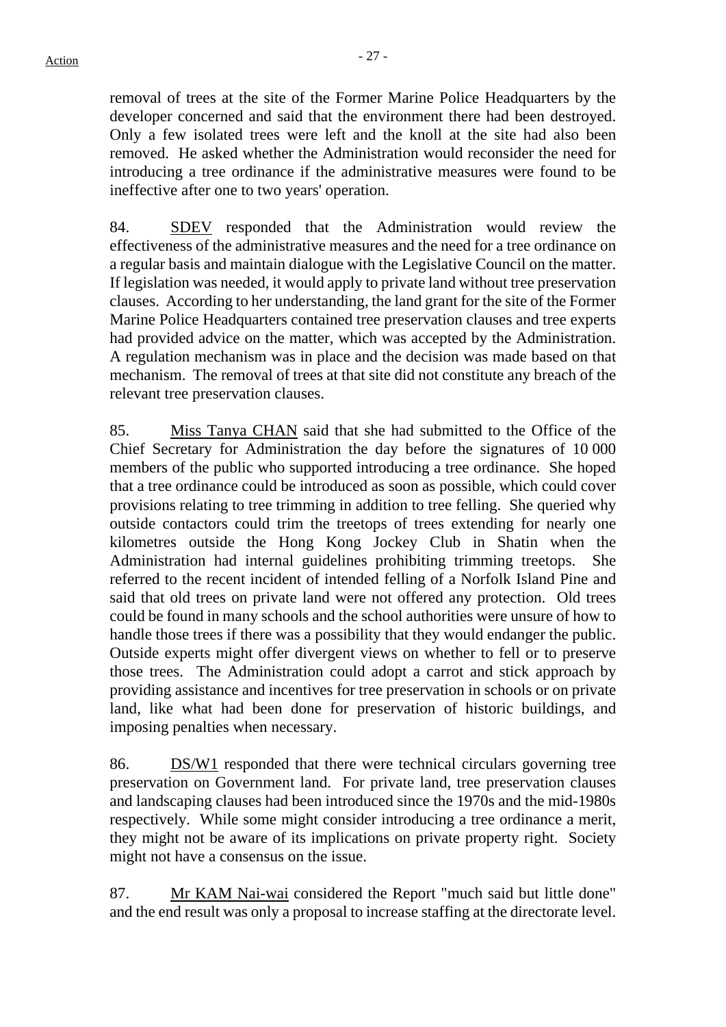removal of trees at the site of the Former Marine Police Headquarters by the developer concerned and said that the environment there had been destroyed. Only a few isolated trees were left and the knoll at the site had also been removed. He asked whether the Administration would reconsider the need for introducing a tree ordinance if the administrative measures were found to be ineffective after one to two years' operation.

84. SDEV responded that the Administration would review the effectiveness of the administrative measures and the need for a tree ordinance on a regular basis and maintain dialogue with the Legislative Council on the matter. If legislation was needed, it would apply to private land without tree preservation clauses. According to her understanding, the land grant for the site of the Former Marine Police Headquarters contained tree preservation clauses and tree experts had provided advice on the matter, which was accepted by the Administration. A regulation mechanism was in place and the decision was made based on that mechanism. The removal of trees at that site did not constitute any breach of the relevant tree preservation clauses.

85. Miss Tanya CHAN said that she had submitted to the Office of the Chief Secretary for Administration the day before the signatures of 10 000 members of the public who supported introducing a tree ordinance. She hoped that a tree ordinance could be introduced as soon as possible, which could cover provisions relating to tree trimming in addition to tree felling. She queried why outside contactors could trim the treetops of trees extending for nearly one kilometres outside the Hong Kong Jockey Club in Shatin when the Administration had internal guidelines prohibiting trimming treetops. She referred to the recent incident of intended felling of a Norfolk Island Pine and said that old trees on private land were not offered any protection. Old trees could be found in many schools and the school authorities were unsure of how to handle those trees if there was a possibility that they would endanger the public. Outside experts might offer divergent views on whether to fell or to preserve those trees. The Administration could adopt a carrot and stick approach by providing assistance and incentives for tree preservation in schools or on private land, like what had been done for preservation of historic buildings, and imposing penalties when necessary.

86. DS/W1 responded that there were technical circulars governing tree preservation on Government land. For private land, tree preservation clauses and landscaping clauses had been introduced since the 1970s and the mid-1980s respectively. While some might consider introducing a tree ordinance a merit, they might not be aware of its implications on private property right. Society might not have a consensus on the issue.

87. Mr KAM Nai-wai considered the Report "much said but little done" and the end result was only a proposal to increase staffing at the directorate level.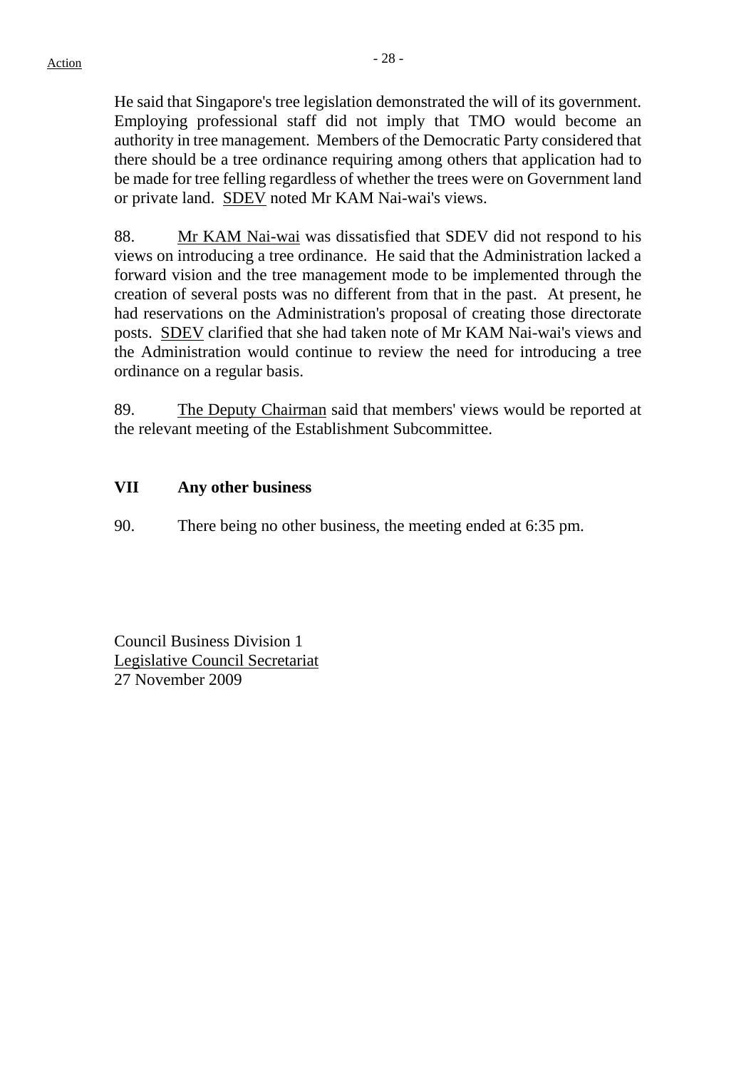He said that Singapore's tree legislation demonstrated the will of its government. Employing professional staff did not imply that TMO would become an authority in tree management. Members of the Democratic Party considered that there should be a tree ordinance requiring among others that application had to be made for tree felling regardless of whether the trees were on Government land or private land. SDEV noted Mr KAM Nai-wai's views.

88. Mr KAM Nai-wai was dissatisfied that SDEV did not respond to his views on introducing a tree ordinance. He said that the Administration lacked a forward vision and the tree management mode to be implemented through the creation of several posts was no different from that in the past. At present, he had reservations on the Administration's proposal of creating those directorate posts. SDEV clarified that she had taken note of Mr KAM Nai-wai's views and the Administration would continue to review the need for introducing a tree ordinance on a regular basis.

89. The Deputy Chairman said that members' views would be reported at the relevant meeting of the Establishment Subcommittee.

## VII Any other business

90. There being no other business, the meeting ended at 6:35 pm.

Council Business Division 1
Legislative Council Secretariat
27 November 2009